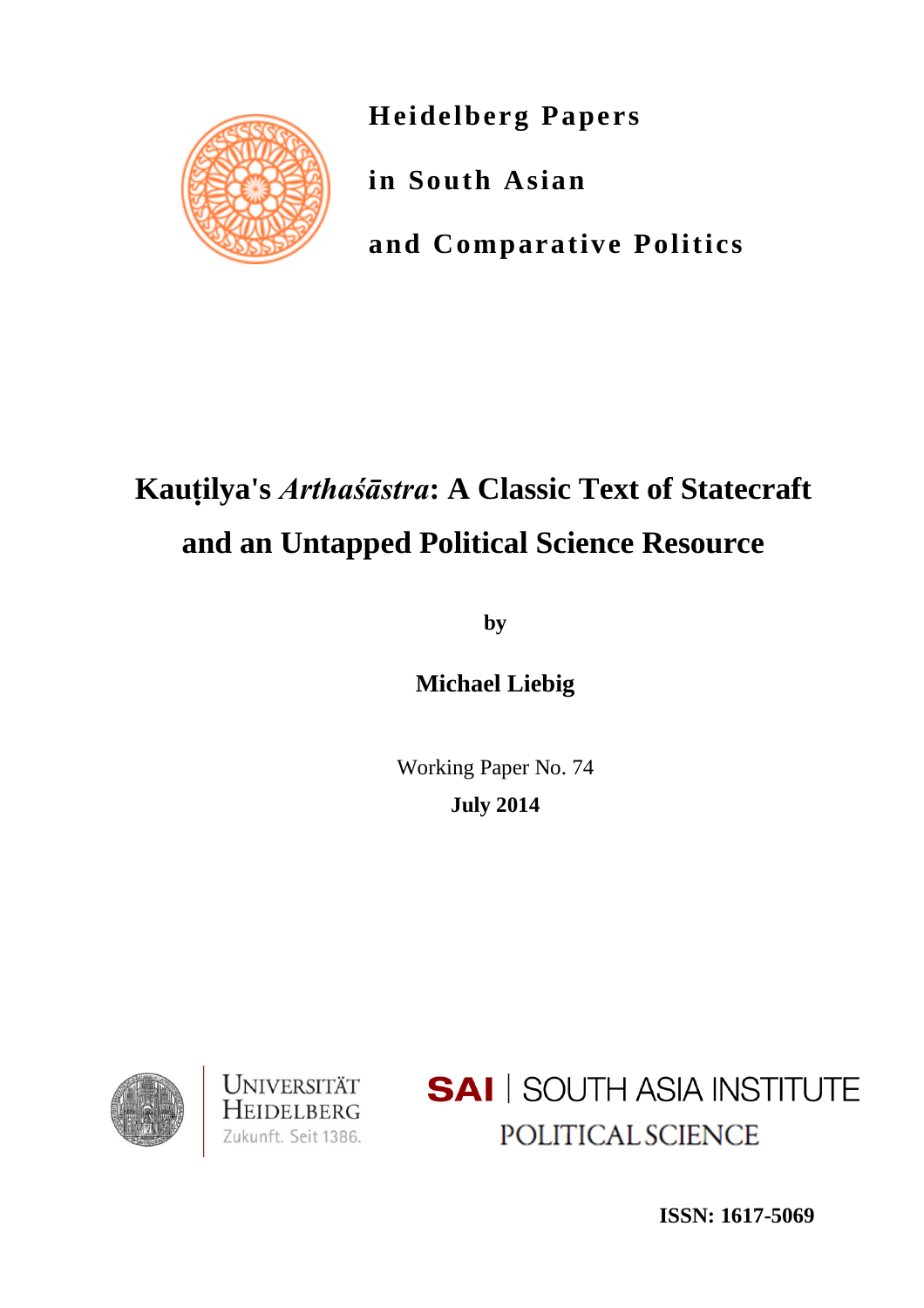**Heidelberg Papers**

**in South Asian**

**and Comparative Politics**

# Kauṭilya's *Arthaśāstra*: A Classic Text of Statecraft and an Untapped Political Science Resource

**by**

**Michael Liebig**

Working Paper No. 74

**July 2014**

Universität Heidelberg

Zukunft. Seit 1386.

SAI | SOUTH ASIA INSTITUTE

POLITICAL SCIENCE

**ISSN: 1617-5069**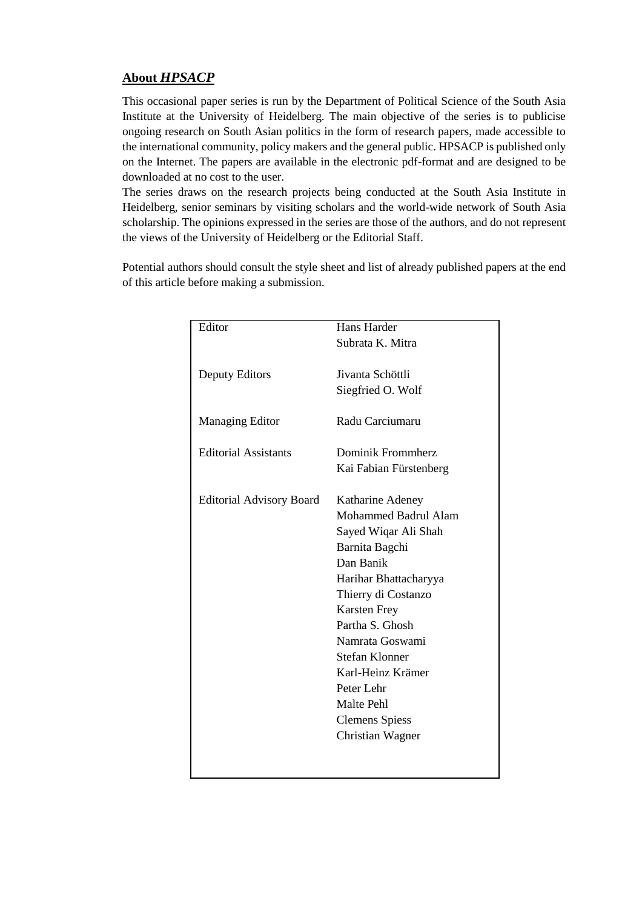## About *HPSACP*

This occasional paper series is run by the Department of Political Science of the South Asia Institute at the University of Heidelberg. The main objective of the series is to publicise ongoing research on South Asian politics in the form of research papers, made accessible to the international community, policy makers and the general public. HPSACP is published only on the Internet. The papers are available in the electronic pdf-format and are designed to be downloaded at no cost to the user.

The series draws on the research projects being conducted at the South Asia Institute in Heidelberg, senior seminars by visiting scholars and the world-wide network of South Asia scholarship. The opinions expressed in the series are those of the authors, and do not represent the views of the University of Heidelberg or the Editorial Staff.

Potential authors should consult the style sheet and list of already published papers at the end of this article before making a submission.

| | |
|---|---|
| Editor | Hans Harder<br>Subrata K. Mitra |
| Deputy Editors | Jivanta Schöttli<br>Siegfried O. Wolf |
| Managing Editor | Radu Carciumaru |
| Editorial Assistants | Dominik Frommherz<br>Kai Fabian Fürstenberg |
| Editorial Advisory Board | Katharine Adeney<br>Mohammed Badrul Alam<br>Sayed Wiqar Ali Shah<br>Barnita Bagchi<br>Dan Banik<br>Harihar Bhattacharyya<br>Thierry di Costanzo<br>Karsten Frey<br>Partha S. Ghosh<br>Namrata Goswami<br>Stefan Klonner<br>Karl-Heinz Krämer<br>Peter Lehr<br>Malte Pehl<br>Clemens Spiess<br>Christian Wagner |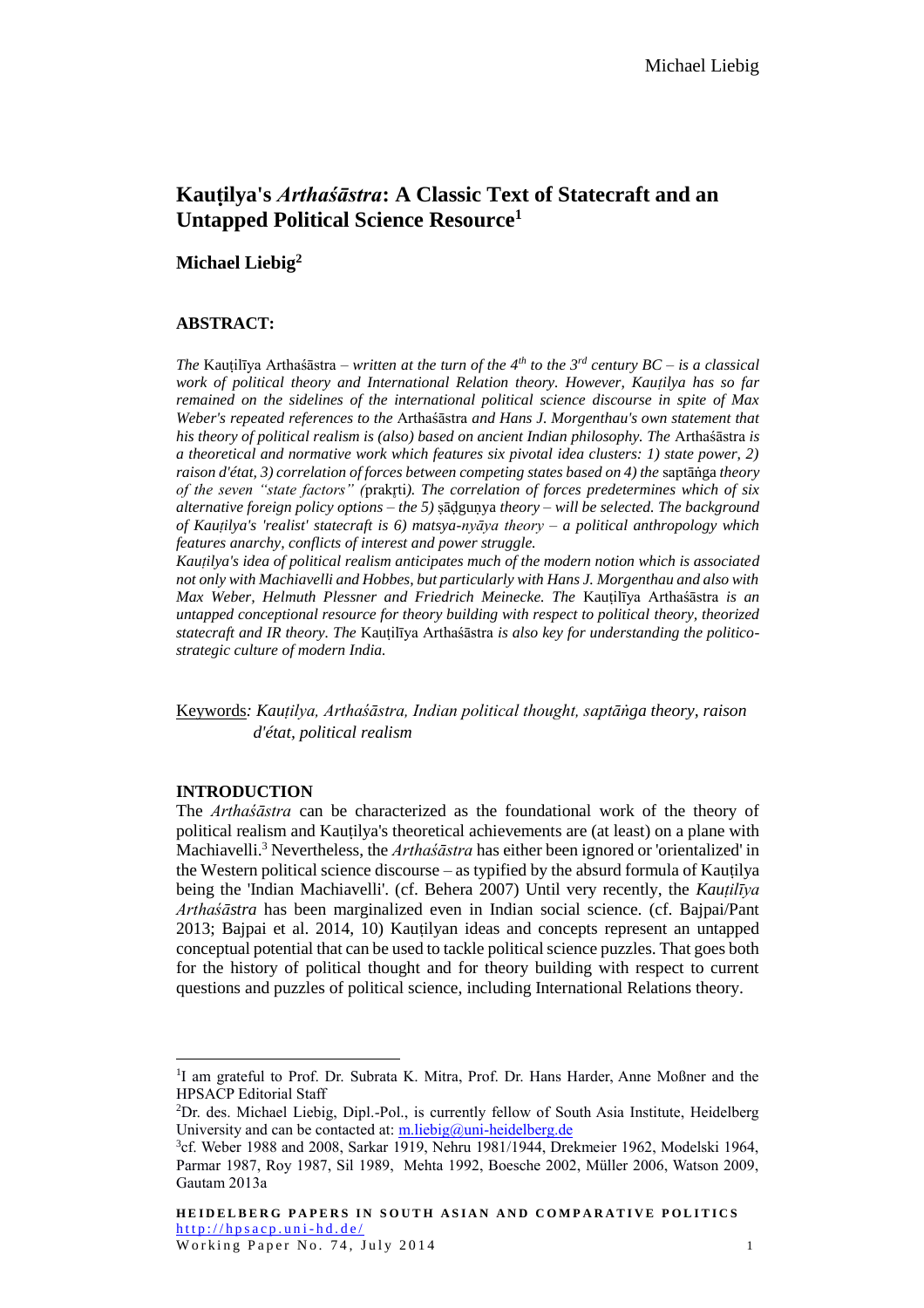# Kauṭilya's *Arthaśāstra*: A Classic Text of Statecraft and an Untapped Political Science Resource[1]

## Michael Liebig[2]

### ABSTRACT:

*The* Kauṭilīya Arthaśāstra *– written at the turn of the 4th to the 3rd century BC – is a classical work of political theory and International Relation theory. However, Kauṭilya has so far remained on the sidelines of the international political science discourse in spite of Max Weber's repeated references to the* Arthaśāstra *and Hans J. Morgenthau's own statement that his theory of political realism is (also) based on ancient Indian philosophy. The* Arthaśāstra *is a theoretical and normative work which features six pivotal idea clusters: 1) state power, 2) raison d'état, 3) correlation of forces between competing states based on 4) the* saptāṅga *theory of the seven "state factors" (*prakṛti*). The correlation of forces predetermines which of six alternative foreign policy options – the 5)* ṣāḍguṇya *theory – will be selected. The background of Kauṭilya's 'realist' statecraft is 6) matsya-nyāya theory – a political anthropology which features anarchy, conflicts of interest and power struggle.*

*Kauṭilya's idea of political realism anticipates much of the modern notion which is associated not only with Machiavelli and Hobbes, but particularly with Hans J. Morgenthau and also with Max Weber, Helmuth Plessner and Friedrich Meinecke. The* Kauṭilīya Arthaśāstra *is an untapped conceptional resource for theory building with respect to political theory, theorized statecraft and IR theory. The* Kauṭilīya Arthaśāstra *is also key for understanding the politico-strategic culture of modern India.*

Keywords*: Kauṭilya, Arthaśāstra, Indian political thought, saptāṅga theory, raison d'état, political realism*

### INTRODUCTION

The *Arthaśāstra* can be characterized as the foundational work of the theory of political realism and Kauṭilya's theoretical achievements are (at least) on a plane with Machiavelli.[3] Nevertheless, the *Arthaśāstra* has either been ignored or 'orientalized' in the Western political science discourse – as typified by the absurd formula of Kauṭilya being the 'Indian Machiavelli'. (cf. Behera 2007) Until very recently, the *Kauṭilīya Arthaśāstra* has been marginalized even in Indian social science. (cf. Bajpai/Pant 2013; Bajpai et al. 2014, 10) Kauṭilyan ideas and concepts represent an untapped conceptual potential that can be used to tackle political science puzzles. That goes both for the history of political thought and for theory building with respect to current questions and puzzles of political science, including International Relations theory.

---

[1] I am grateful to Prof. Dr. Subrata K. Mitra, Prof. Dr. Hans Harder, Anne Moßner and the HPSACP Editorial Staff

[2] Dr. des. Michael Liebig, Dipl.-Pol., is currently fellow of South Asia Institute, Heidelberg University and can be contacted at: m.liebig@uni-heidelberg.de

[3] cf. Weber 1988 and 2008, Sarkar 1919, Nehru 1981/1944, Drekmeier 1962, Modelski 1964, Parmar 1987, Roy 1987, Sil 1989, Mehta 1992, Boesche 2002, Müller 2006, Watson 2009, Gautam 2013a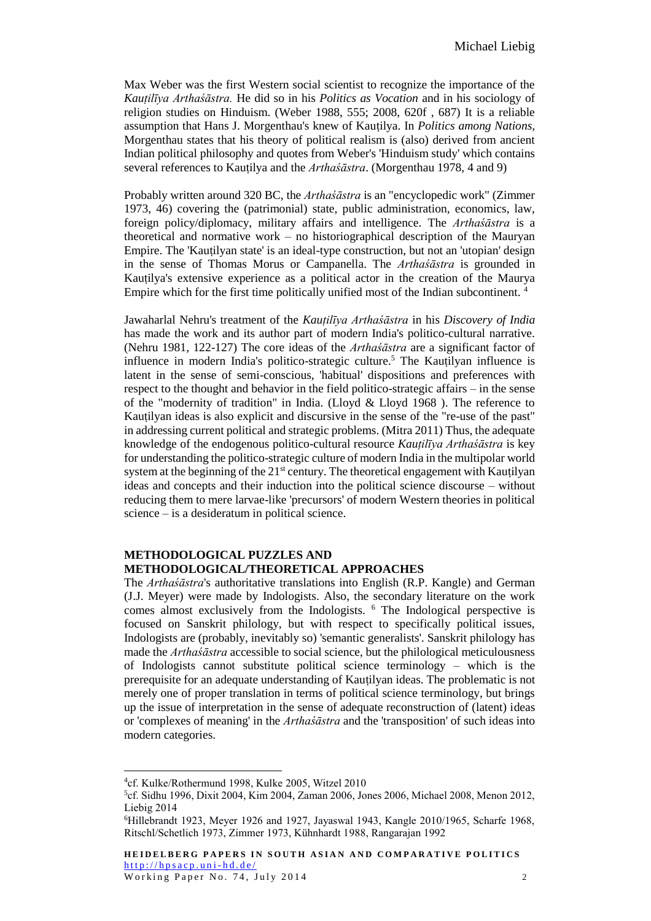Max Weber was the first Western social scientist to recognize the importance of the *Kauṭilīya Arthaśāstra.* He did so in his *Politics as Vocation* and in his sociology of religion studies on Hinduism. (Weber 1988, 555; 2008, 620f , 687) It is a reliable assumption that Hans J. Morgenthau's knew of Kauṭilya. In *Politics among Nations*, Morgenthau states that his theory of political realism is (also) derived from ancient Indian political philosophy and quotes from Weber's 'Hinduism study' which contains several references to Kauṭilya and the *Arthaśāstra*. (Morgenthau 1978, 4 and 9)

Probably written around 320 BC, the *Arthaśāstra* is an "encyclopedic work" (Zimmer 1973, 46) covering the (patrimonial) state, public administration, economics, law, foreign policy/diplomacy, military affairs and intelligence. The *Arthaśāstra* is a theoretical and normative work – no historiographical description of the Mauryan Empire. The 'Kauṭilyan state' is an ideal-type construction, but not an 'utopian' design in the sense of Thomas Morus or Campanella. The *Arthaśāstra* is grounded in Kauṭilya's extensive experience as a political actor in the creation of the Maurya Empire which for the first time politically unified most of the Indian subcontinent. [4]

Jawaharlal Nehru's treatment of the *Kauṭilīya Arthaśāstra* in his *Discovery of India* has made the work and its author part of modern India's politico-cultural narrative. (Nehru 1981, 122-127) The core ideas of the *Arthaśāstra* are a significant factor of influence in modern India's politico-strategic culture.[5] The Kauṭilyan influence is latent in the sense of semi-conscious, 'habitual' dispositions and preferences with respect to the thought and behavior in the field politico-strategic affairs – in the sense of the "modernity of tradition" in India. (Lloyd & Lloyd 1968 ). The reference to Kauṭilyan ideas is also explicit and discursive in the sense of the "re-use of the past" in addressing current political and strategic problems. (Mitra 2011) Thus, the adequate knowledge of the endogenous politico-cultural resource *Kauṭilīya Arthaśāstra* is key for understanding the politico-strategic culture of modern India in the multipolar world system at the beginning of the 21st century. The theoretical engagement with Kauṭilyan ideas and concepts and their induction into the political science discourse – without reducing them to mere larvae-like 'precursors' of modern Western theories in political science – is a desideratum in political science.

## METHODOLOGICAL PUZZLES AND METHODOLOGICAL/THEORETICAL APPROACHES

The *Arthaśāstra*'s authoritative translations into English (R.P. Kangle) and German (J.J. Meyer) were made by Indologists. Also, the secondary literature on the work comes almost exclusively from the Indologists. [6] The Indological perspective is focused on Sanskrit philology, but with respect to specifically political issues, Indologists are (probably, inevitably so) 'semantic generalists'. Sanskrit philology has made the *Arthaśāstra* accessible to social science, but the philological meticulousness of Indologists cannot substitute political science terminology – which is the prerequisite for an adequate understanding of Kauṭilyan ideas. The problematic is not merely one of proper translation in terms of political science terminology, but brings up the issue of interpretation in the sense of adequate reconstruction of (latent) ideas or 'complexes of meaning' in the *Arthaśāstra* and the 'transposition' of such ideas into modern categories.

---

[4] cf. Kulke/Rothermund 1998, Kulke 2005, Witzel 2010

[5] cf. Sidhu 1996, Dixit 2004, Kim 2004, Zaman 2006, Jones 2006, Michael 2008, Menon 2012, Liebig 2014

[6] Hillebrandt 1923, Meyer 1926 and 1927, Jayaswal 1943, Kangle 2010/1965, Scharfe 1968, Ritschl/Schetlich 1973, Zimmer 1973, Kühnhardt 1988, Rangarajan 1992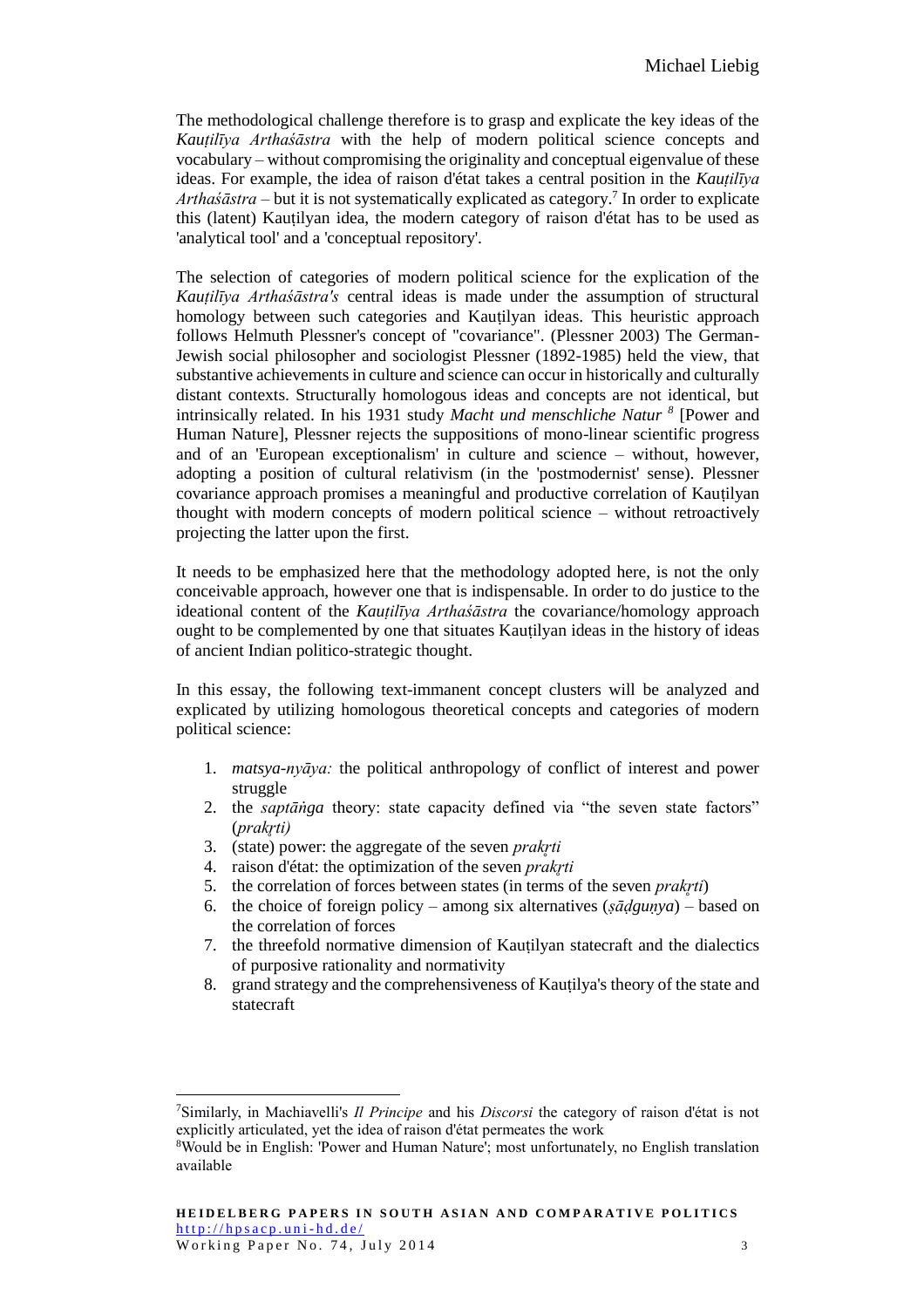The methodological challenge therefore is to grasp and explicate the key ideas of the *Kauṭilīya Arthaśāstra* with the help of modern political science concepts and vocabulary – without compromising the originality and conceptual eigenvalue of these ideas. For example, the idea of raison d'état takes a central position in the *Kauṭilīya Arthaśāstra* – but it is not systematically explicated as category.[7] In order to explicate this (latent) Kauṭilyan idea, the modern category of raison d'état has to be used as 'analytical tool' and a 'conceptual repository'.

The selection of categories of modern political science for the explication of the *Kauṭilīya Arthaśāstra's* central ideas is made under the assumption of structural homology between such categories and Kauṭilyan ideas. This heuristic approach follows Helmuth Plessner's concept of "covariance". (Plessner 2003) The German-Jewish social philosopher and sociologist Plessner (1892-1985) held the view, that substantive achievements in culture and science can occur in historically and culturally distant contexts. Structurally homologous ideas and concepts are not identical, but intrinsically related. In his 1931 study *Macht und menschliche Natur* [8] [Power and Human Nature], Plessner rejects the suppositions of mono-linear scientific progress and of an 'European exceptionalism' in culture and science – without, however, adopting a position of cultural relativism (in the 'postmodernist' sense). Plessner covariance approach promises a meaningful and productive correlation of Kauṭilyan thought with modern concepts of modern political science – without retroactively projecting the latter upon the first.

It needs to be emphasized here that the methodology adopted here, is not the only conceivable approach, however one that is indispensable. In order to do justice to the ideational content of the *Kauṭilīya Arthaśāstra* the covariance/homology approach ought to be complemented by one that situates Kauṭilyan ideas in the history of ideas of ancient Indian politico-strategic thought.

In this essay, the following text-immanent concept clusters will be analyzed and explicated by utilizing homologous theoretical concepts and categories of modern political science:

1. *matsya-nyāya:* the political anthropology of conflict of interest and power struggle
2. the *saptāṅga* theory: state capacity defined via "the seven state factors" (*prakṛti)*
3. (state) power: the aggregate of the seven *prakṛti*
4. raison d'état: the optimization of the seven *prakṛti*
5. the correlation of forces between states (in terms of the seven *prakṛti*)
6. the choice of foreign policy – among six alternatives (*ṣāḍguṇya*) – based on the correlation of forces
7. the threefold normative dimension of Kauṭilyan statecraft and the dialectics of purposive rationality and normativity
8. grand strategy and the comprehensiveness of Kauṭilya's theory of the state and statecraft

---

[7] Similarly, in Machiavelli's *Il Principe* and his *Discorsi* the category of raison d'état is not explicitly articulated, yet the idea of raison d'état permeates the work

[8] Would be in English: 'Power and Human Nature'; most unfortunately, no English translation available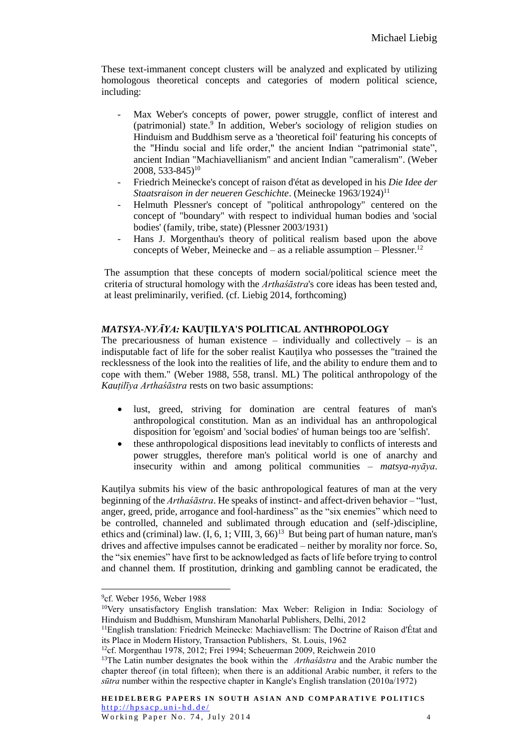These text-immanent concept clusters will be analyzed and explicated by utilizing homologous theoretical concepts and categories of modern political science, including:

- Max Weber's concepts of power, power struggle, conflict of interest and (patrimonial) state.[9] In addition, Weber's sociology of religion studies on Hinduism and Buddhism serve as a 'theoretical foil' featuring his concepts of the "Hindu social and life order," the ancient Indian "patrimonial state", ancient Indian "Machiavellianism" and ancient Indian "cameralism". (Weber 2008, 533-845)[10]
- Friedrich Meinecke's concept of raison d'état as developed in his *Die Idee der Staatsraison in der neueren Geschichte*. (Meinecke 1963/1924)[11]
- Helmuth Plessner's concept of "political anthropology" centered on the concept of "boundary" with respect to individual human bodies and 'social bodies' (family, tribe, state) (Plessner 2003/1931)
- Hans J. Morgenthau's theory of political realism based upon the above concepts of Weber, Meinecke and – as a reliable assumption – Plessner.[12]

The assumption that these concepts of modern social/political science meet the criteria of structural homology with the *Arthaśāstra*'s core ideas has been tested and, at least preliminarily, verified. (cf. Liebig 2014, forthcoming)

## *MATSYA-NYĀYA:* KAUṬILYA'S POLITICAL ANTHROPOLOGY

The precariousness of human existence – individually and collectively – is an indisputable fact of life for the sober realist Kauṭilya who possesses the "trained the recklessness of the look into the realities of life, and the ability to endure them and to cope with them." (Weber 1988, 558, transl. ML) The political anthropology of the *Kauṭilīya Arthaśāstra* rests on two basic assumptions:

- lust, greed, striving for domination are central features of man's anthropological constitution. Man as an individual has an anthropological disposition for 'egoism' and 'social bodies' of human beings too are 'selfish'.
- these anthropological dispositions lead inevitably to conflicts of interests and power struggles, therefore man's political world is one of anarchy and insecurity within and among political communities – *matsya-nyāya*.

Kauṭilya submits his view of the basic anthropological features of man at the very beginning of the *Arthaśāstra*. He speaks of instinct- and affect-driven behavior – "lust, anger, greed, pride, arrogance and fool-hardiness" as the "six enemies" which need to be controlled, channeled and sublimated through education and (self-)discipline, ethics and (criminal) law. (I, 6, 1; VIII, 3, 66)[13] But being part of human nature, man's drives and affective impulses cannot be eradicated – neither by morality nor force. So, the "six enemies" have first to be acknowledged as facts of life before trying to control and channel them. If prostitution, drinking and gambling cannot be eradicated, the

---

[9] cf. Weber 1956, Weber 1988

[10] Very unsatisfactory English translation: Max Weber: Religion in India: Sociology of Hinduism and Buddhism, Munshiram Manoharlal Publishers, Delhi, 2012

[11] English translation: Friedrich Meinecke: Machiavellism: The Doctrine of Raison d'État and its Place in Modern History, Transaction Publishers, St. Louis, 1962

[12] cf. Morgenthau 1978, 2012; Frei 1994; Scheuerman 2009, Reichwein 2010

[13] The Latin number designates the book within the *Arthaśāstra* and the Arabic number the chapter thereof (in total fifteen); when there is an additional Arabic number, it refers to the *sūtra* number within the respective chapter in Kangle's English translation (2010a/1972)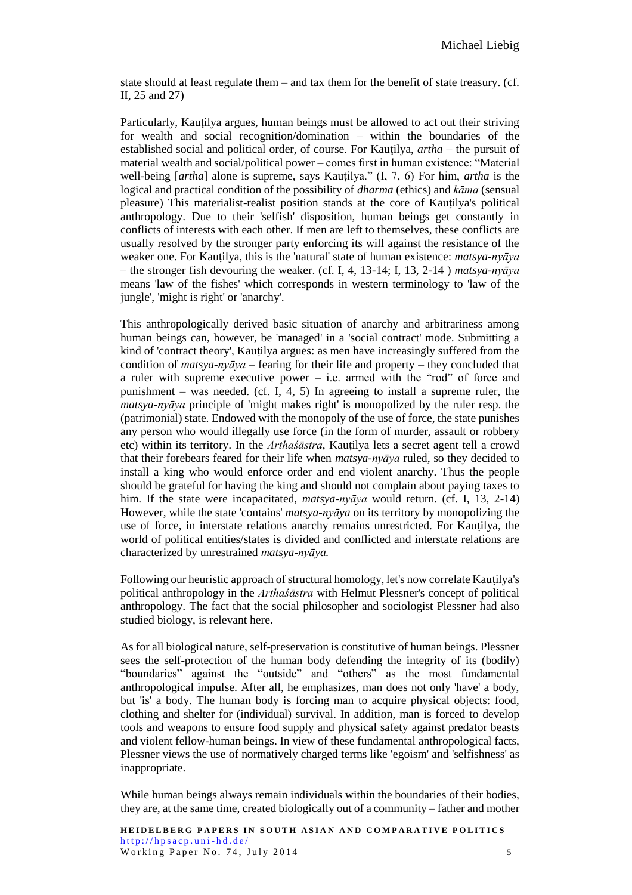state should at least regulate them – and tax them for the benefit of state treasury. (cf. II, 25 and 27)

Particularly, Kauṭilya argues, human beings must be allowed to act out their striving for wealth and social recognition/domination – within the boundaries of the established social and political order, of course. For Kauṭilya, *artha* – the pursuit of material wealth and social/political power – comes first in human existence: "Material well-being [*artha*] alone is supreme, says Kauṭilya." (I, 7, 6) For him, *artha* is the logical and practical condition of the possibility of *dharma* (ethics) and *kāma* (sensual pleasure) This materialist-realist position stands at the core of Kauṭilya's political anthropology. Due to their 'selfish' disposition, human beings get constantly in conflicts of interests with each other. If men are left to themselves, these conflicts are usually resolved by the stronger party enforcing its will against the resistance of the weaker one. For Kauṭilya, this is the 'natural' state of human existence: *matsya-nyāya* – the stronger fish devouring the weaker. (cf. I, 4, 13-14; I, 13, 2-14 ) *matsya-nyāya* means 'law of the fishes' which corresponds in western terminology to 'law of the jungle', 'might is right' or 'anarchy'.

This anthropologically derived basic situation of anarchy and arbitrariness among human beings can, however, be 'managed' in a 'social contract' mode. Submitting a kind of 'contract theory', Kauṭilya argues: as men have increasingly suffered from the condition of *matsya-nyāya* – fearing for their life and property – they concluded that a ruler with supreme executive power – i.e. armed with the "rod" of force and punishment – was needed. (cf. I, 4, 5) In agreeing to install a supreme ruler, the *matsya-nyāya* principle of 'might makes right' is monopolized by the ruler resp. the (patrimonial) state. Endowed with the monopoly of the use of force, the state punishes any person who would illegally use force (in the form of murder, assault or robbery etc) within its territory. In the *Arthaśāstra*, Kauṭilya lets a secret agent tell a crowd that their forebears feared for their life when *matsya-nyāya* ruled, so they decided to install a king who would enforce order and end violent anarchy. Thus the people should be grateful for having the king and should not complain about paying taxes to him. If the state were incapacitated, *matsya-nyāya* would return. (cf. I, 13, 2-14) However, while the state 'contains' *matsya-nyāya* on its territory by monopolizing the use of force, in interstate relations anarchy remains unrestricted. For Kauṭilya, the world of political entities/states is divided and conflicted and interstate relations are characterized by unrestrained *matsya-nyāya.*

Following our heuristic approach of structural homology, let's now correlate Kauṭilya's political anthropology in the *Arthaśāstra* with Helmut Plessner's concept of political anthropology. The fact that the social philosopher and sociologist Plessner had also studied biology, is relevant here.

As for all biological nature, self-preservation is constitutive of human beings. Plessner sees the self-protection of the human body defending the integrity of its (bodily) "boundaries" against the "outside" and "others" as the most fundamental anthropological impulse. After all, he emphasizes, man does not only 'have' a body, but 'is' a body. The human body is forcing man to acquire physical objects: food, clothing and shelter for (individual) survival. In addition, man is forced to develop tools and weapons to ensure food supply and physical safety against predator beasts and violent fellow-human beings. In view of these fundamental anthropological facts, Plessner views the use of normatively charged terms like 'egoism' and 'selfishness' as inappropriate.

While human beings always remain individuals within the boundaries of their bodies, they are, at the same time, created biologically out of a community – father and mother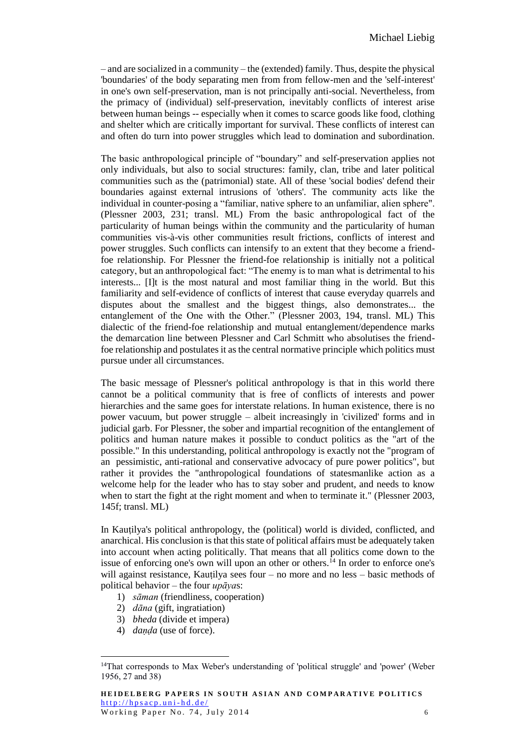– and are socialized in a community – the (extended) family. Thus, despite the physical 'boundaries' of the body separating men from from fellow-men and the 'self-interest' in one's own self-preservation, man is not principally anti-social. Nevertheless, from the primacy of (individual) self-preservation, inevitably conflicts of interest arise between human beings -- especially when it comes to scarce goods like food, clothing and shelter which are critically important for survival. These conflicts of interest can and often do turn into power struggles which lead to domination and subordination.

The basic anthropological principle of "boundary" and self-preservation applies not only individuals, but also to social structures: family, clan, tribe and later political communities such as the (patrimonial) state. All of these 'social bodies' defend their boundaries against external intrusions of 'others'. The community acts like the individual in counter-posing a "familiar, native sphere to an unfamiliar, alien sphere". (Plessner 2003, 231; transl. ML) From the basic anthropological fact of the particularity of human beings within the community and the particularity of human communities vis-à-vis other communities result frictions, conflicts of interest and power struggles. Such conflicts can intensify to an extent that they become a friend-foe relationship. For Plessner the friend-foe relationship is initially not a political category, but an anthropological fact: "The enemy is to man what is detrimental to his interests... [I]t is the most natural and most familiar thing in the world. But this familiarity and self-evidence of conflicts of interest that cause everyday quarrels and disputes about the smallest and the biggest things, also demonstrates... the entanglement of the One with the Other." (Plessner 2003, 194, transl. ML) This dialectic of the friend-foe relationship and mutual entanglement/dependence marks the demarcation line between Plessner and Carl Schmitt who absolutises the friend-foe relationship and postulates it as the central normative principle which politics must pursue under all circumstances.

The basic message of Plessner's political anthropology is that in this world there cannot be a political community that is free of conflicts of interests and power hierarchies and the same goes for interstate relations. In human existence, there is no power vacuum, but power struggle – albeit increasingly in 'civilized' forms and in judicial garb. For Plessner, the sober and impartial recognition of the entanglement of politics and human nature makes it possible to conduct politics as the "art of the possible." In this understanding, political anthropology is exactly not the "program of an pessimistic, anti-rational and conservative advocacy of pure power politics", but rather it provides the "anthropological foundations of statesmanlike action as a welcome help for the leader who has to stay sober and prudent, and needs to know when to start the fight at the right moment and when to terminate it." (Plessner 2003, 145f; transl. ML)

In Kauṭilya's political anthropology, the (political) world is divided, conflicted, and anarchical. His conclusion is that this state of political affairs must be adequately taken into account when acting politically. That means that all politics come down to the issue of enforcing one's own will upon an other or others.[14] In order to enforce one's will against resistance, Kauṭilya sees four – no more and no less – basic methods of political behavior – the four *upāya*s:

1) *sāman* (friendliness, cooperation)
2) *dāna* (gift, ingratiation)
3) *bheda* (divide et impera)
4) *daṇḍa* (use of force).

---

[14] That corresponds to Max Weber's understanding of 'political struggle' and 'power' (Weber 1956, 27 and 38)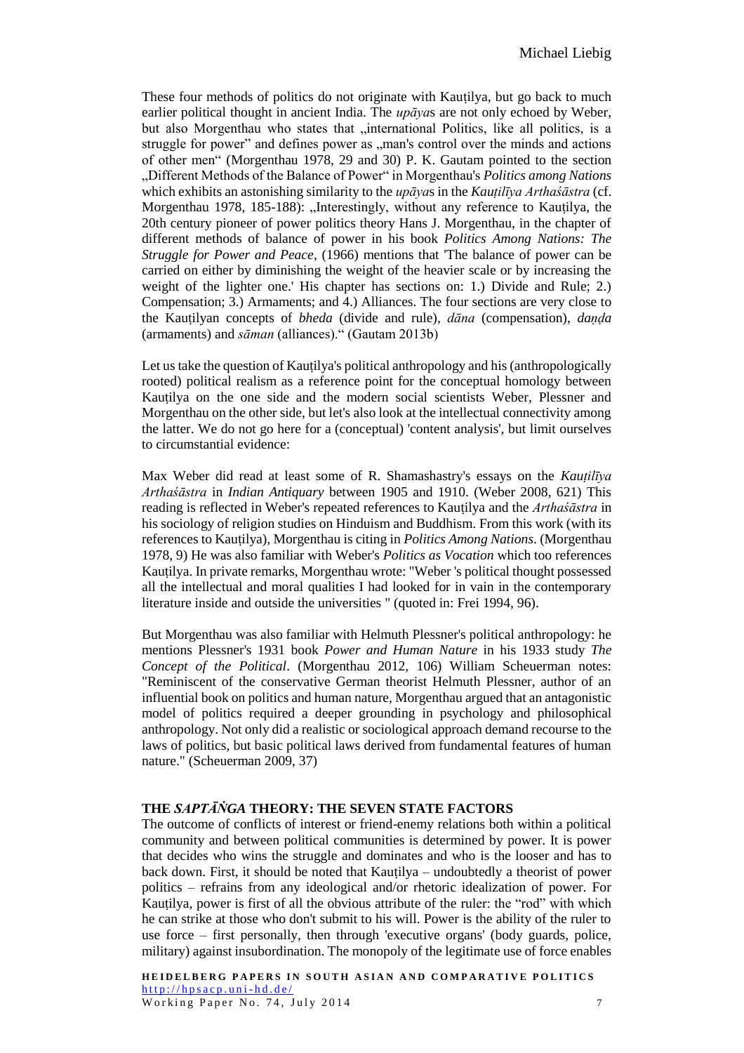These four methods of politics do not originate with Kauṭilya, but go back to much earlier political thought in ancient India. The *upāya*s are not only echoed by Weber, but also Morgenthau who states that „international Politics, like all politics, is a struggle for power" and defines power as „man's control over the minds and actions of other men" (Morgenthau 1978, 29 and 30) P. K. Gautam pointed to the section „Different Methods of the Balance of Power" in Morgenthau's *Politics among Nations* which exhibits an astonishing similarity to the *upāya*s in the *Kauṭilīya Arthaśāstra* (cf. Morgenthau 1978, 185-188): „Interestingly, without any reference to Kauṭilya, the 20th century pioneer of power politics theory Hans J. Morgenthau, in the chapter of different methods of balance of power in his book *Politics Among Nations: The Struggle for Power and Peace*, (1966) mentions that 'The balance of power can be carried on either by diminishing the weight of the heavier scale or by increasing the weight of the lighter one.' His chapter has sections on: 1.) Divide and Rule; 2.) Compensation; 3.) Armaments; and 4.) Alliances. The four sections are very close to the Kauṭilyan concepts of *bheda* (divide and rule), *dāna* (compensation), *daṇḍa* (armaments) and *sāman* (alliances)." (Gautam 2013b)

Let us take the question of Kauṭilya's political anthropology and his (anthropologically rooted) political realism as a reference point for the conceptual homology between Kauṭilya on the one side and the modern social scientists Weber, Plessner and Morgenthau on the other side, but let's also look at the intellectual connectivity among the latter. We do not go here for a (conceptual) 'content analysis', but limit ourselves to circumstantial evidence:

Max Weber did read at least some of R. Shamashastry's essays on the *Kauṭilīya Arthaśāstra* in *Indian Antiquary* between 1905 and 1910. (Weber 2008, 621) This reading is reflected in Weber's repeated references to Kauṭilya and the *Arthaśāstra* in his sociology of religion studies on Hinduism and Buddhism. From this work (with its references to Kauṭilya), Morgenthau is citing in *Politics Among Nations*. (Morgenthau 1978, 9) He was also familiar with Weber's *Politics as Vocation* which too references Kauṭilya. In private remarks, Morgenthau wrote: "Weber 's political thought possessed all the intellectual and moral qualities I had looked for in vain in the contemporary literature inside and outside the universities " (quoted in: Frei 1994, 96).

But Morgenthau was also familiar with Helmuth Plessner's political anthropology: he mentions Plessner's 1931 book *Power and Human Nature* in his 1933 study *The Concept of the Political*. (Morgenthau 2012, 106) William Scheuerman notes: "Reminiscent of the conservative German theorist Helmuth Plessner, author of an influential book on politics and human nature, Morgenthau argued that an antagonistic model of politics required a deeper grounding in psychology and philosophical anthropology. Not only did a realistic or sociological approach demand recourse to the laws of politics, but basic political laws derived from fundamental features of human nature." (Scheuerman 2009, 37)

## THE *SAPTĀṄGA* THEORY: THE SEVEN STATE FACTORS

The outcome of conflicts of interest or friend-enemy relations both within a political community and between political communities is determined by power. It is power that decides who wins the struggle and dominates and who is the looser and has to back down. First, it should be noted that Kauṭilya – undoubtedly a theorist of power politics – refrains from any ideological and/or rhetoric idealization of power. For Kauṭilya, power is first of all the obvious attribute of the ruler: the "rod" with which he can strike at those who don't submit to his will. Power is the ability of the ruler to use force – first personally, then through 'executive organs' (body guards, police, military) against insubordination. The monopoly of the legitimate use of force enables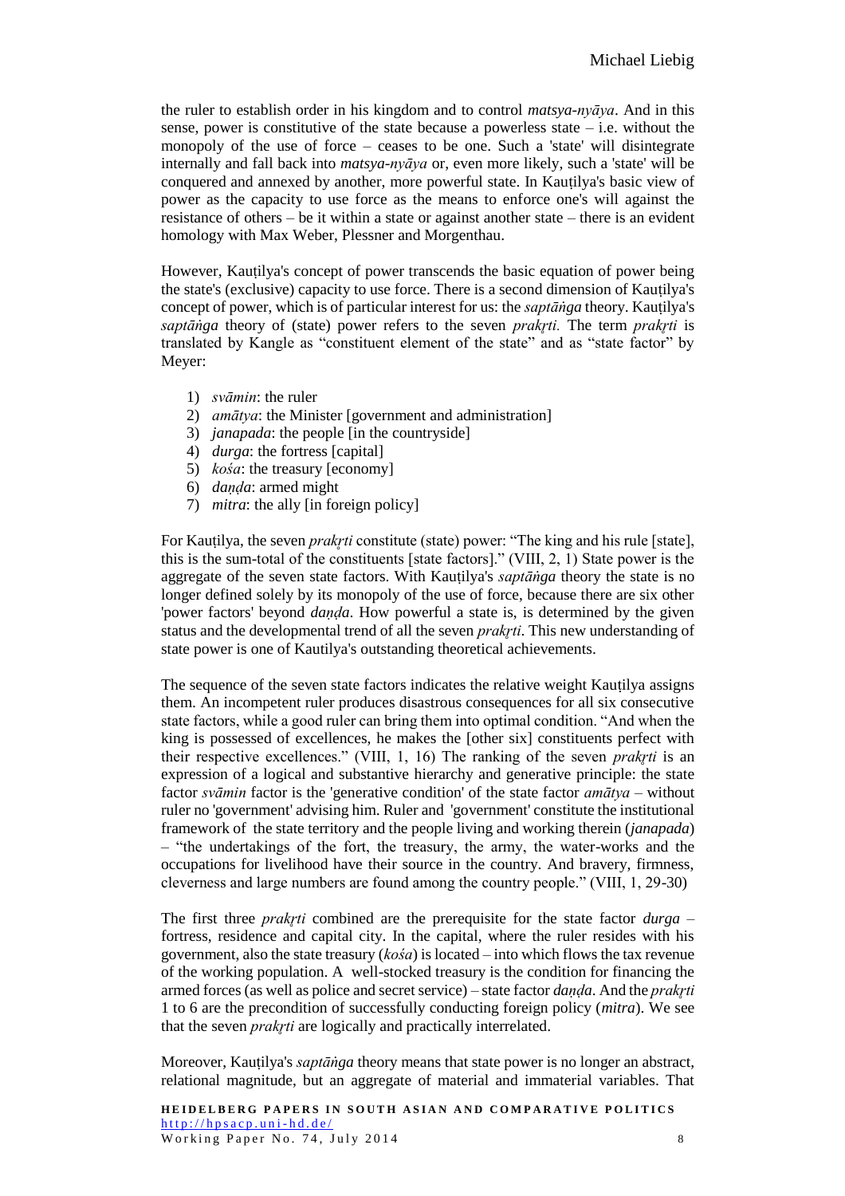the ruler to establish order in his kingdom and to control *matsya-nyāya*. And in this sense, power is constitutive of the state because a powerless state – i.e. without the monopoly of the use of force – ceases to be one. Such a 'state' will disintegrate internally and fall back into *matsya-nyāya* or, even more likely, such a 'state' will be conquered and annexed by another, more powerful state. In Kauṭilya's basic view of power as the capacity to use force as the means to enforce one's will against the resistance of others – be it within a state or against another state – there is an evident homology with Max Weber, Plessner and Morgenthau.

However, Kauṭilya's concept of power transcends the basic equation of power being the state's (exclusive) capacity to use force. There is a second dimension of Kauṭilya's concept of power, which is of particular interest for us: the *saptāṅga* theory. Kauṭilya's *saptāṅga* theory of (state) power refers to the seven *prakṛti.* The term *prakṛti* is translated by Kangle as "constituent element of the state" and as "state factor" by Meyer:

1) *svāmin*: the ruler
2) *amātya*: the Minister [government and administration]
3) *janapada*: the people [in the countryside]
4) *durga*: the fortress [capital]
5) *kośa*: the treasury [economy]
6) *daṇḍa*: armed might
7) *mitra*: the ally [in foreign policy]

For Kauṭilya, the seven *prakṛti* constitute (state) power: "The king and his rule [state], this is the sum-total of the constituents [state factors]." (VIII, 2, 1) State power is the aggregate of the seven state factors. With Kauṭilya's *saptāṅga* theory the state is no longer defined solely by its monopoly of the use of force, because there are six other 'power factors' beyond *daṇḍa*. How powerful a state is, is determined by the given status and the developmental trend of all the seven *prakṛti*. This new understanding of state power is one of Kautilya's outstanding theoretical achievements.

The sequence of the seven state factors indicates the relative weight Kauṭilya assigns them. An incompetent ruler produces disastrous consequences for all six consecutive state factors, while a good ruler can bring them into optimal condition. "And when the king is possessed of excellences, he makes the [other six] constituents perfect with their respective excellences." (VIII, 1, 16) The ranking of the seven *prakṛti* is an expression of a logical and substantive hierarchy and generative principle: the state factor *svāmin* factor is the 'generative condition' of the state factor *amātya* – without ruler no 'government' advising him. Ruler and 'government' constitute the institutional framework of the state territory and the people living and working therein (*janapada*) – "the undertakings of the fort, the treasury, the army, the water-works and the occupations for livelihood have their source in the country. And bravery, firmness, cleverness and large numbers are found among the country people." (VIII, 1, 29-30)

The first three *prakṛti* combined are the prerequisite for the state factor *durga* – fortress, residence and capital city. In the capital, where the ruler resides with his government, also the state treasury (*kośa*) is located – into which flows the tax revenue of the working population. A well-stocked treasury is the condition for financing the armed forces (as well as police and secret service) – state factor *daṇḍa*. And the *prakṛti* 1 to 6 are the precondition of successfully conducting foreign policy (*mitra*). We see that the seven *prakṛti* are logically and practically interrelated.

Moreover, Kauṭilya's *saptāṅga* theory means that state power is no longer an abstract, relational magnitude, but an aggregate of material and immaterial variables. That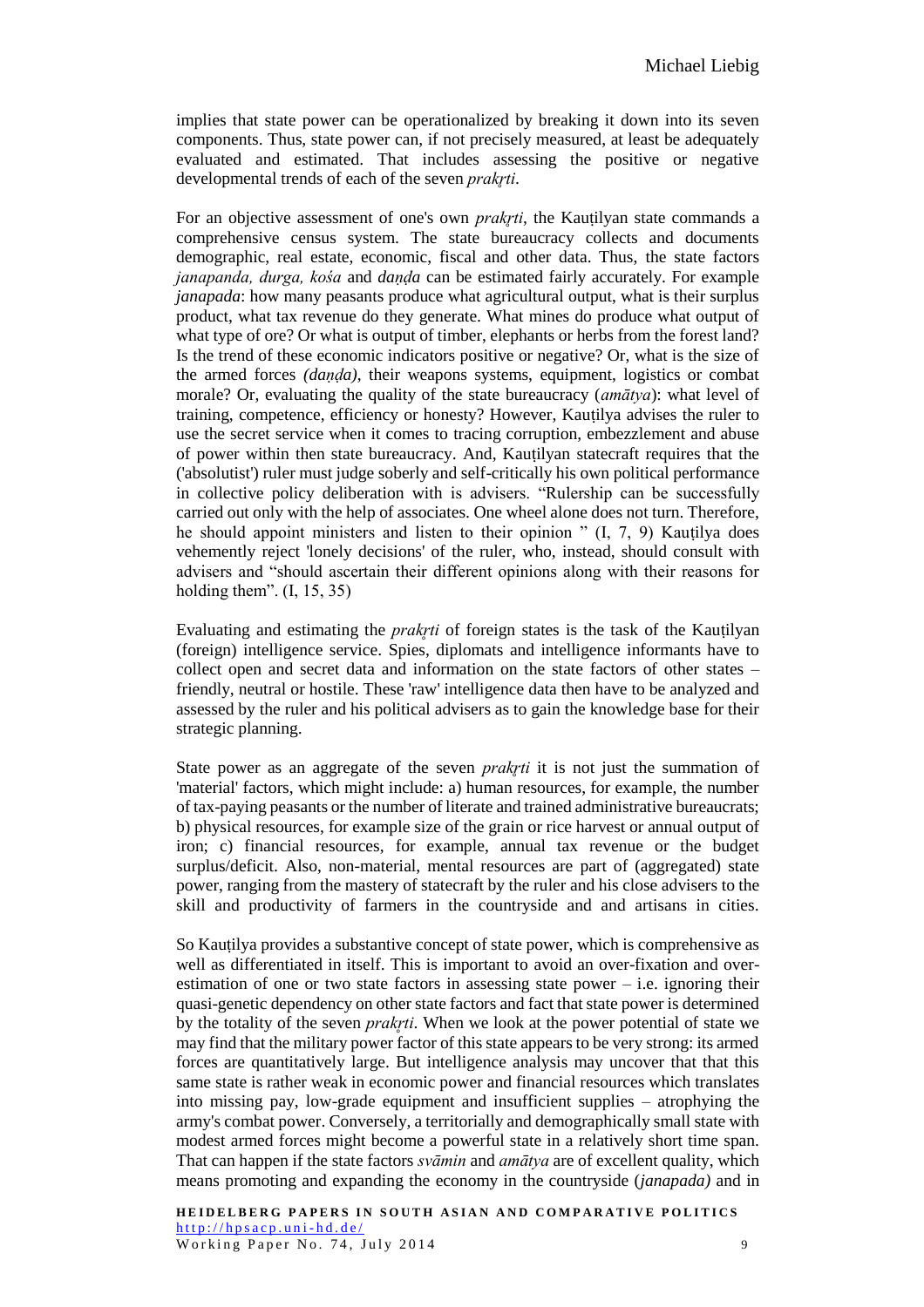implies that state power can be operationalized by breaking it down into its seven components. Thus, state power can, if not precisely measured, at least be adequately evaluated and estimated. That includes assessing the positive or negative developmental trends of each of the seven *prakṛti*.

For an objective assessment of one's own *prakṛti*, the Kauṭilyan state commands a comprehensive census system. The state bureaucracy collects and documents demographic, real estate, economic, fiscal and other data. Thus, the state factors *janapanda, durga, kośa* and *daṇḍa* can be estimated fairly accurately. For example *janapada*: how many peasants produce what agricultural output, what is their surplus product, what tax revenue do they generate. What mines do produce what output of what type of ore? Or what is output of timber, elephants or herbs from the forest land? Is the trend of these economic indicators positive or negative? Or, what is the size of the armed forces *(daṇḍa)*, their weapons systems, equipment, logistics or combat morale? Or, evaluating the quality of the state bureaucracy (*amātya*): what level of training, competence, efficiency or honesty? However, Kauṭilya advises the ruler to use the secret service when it comes to tracing corruption, embezzlement and abuse of power within then state bureaucracy. And, Kauṭilyan statecraft requires that the ('absolutist') ruler must judge soberly and self-critically his own political performance in collective policy deliberation with is advisers. "Rulership can be successfully carried out only with the help of associates. One wheel alone does not turn. Therefore, he should appoint ministers and listen to their opinion " (I, 7, 9) Kauṭilya does vehemently reject 'lonely decisions' of the ruler, who, instead, should consult with advisers and "should ascertain their different opinions along with their reasons for holding them". (I, 15, 35)

Evaluating and estimating the *prakṛti* of foreign states is the task of the Kauṭilyan (foreign) intelligence service. Spies, diplomats and intelligence informants have to collect open and secret data and information on the state factors of other states – friendly, neutral or hostile. These 'raw' intelligence data then have to be analyzed and assessed by the ruler and his political advisers as to gain the knowledge base for their strategic planning.

State power as an aggregate of the seven *prakṛti* it is not just the summation of 'material' factors, which might include: a) human resources, for example, the number of tax-paying peasants or the number of literate and trained administrative bureaucrats; b) physical resources, for example size of the grain or rice harvest or annual output of iron; c) financial resources, for example, annual tax revenue or the budget surplus/deficit. Also, non-material, mental resources are part of (aggregated) state power, ranging from the mastery of statecraft by the ruler and his close advisers to the skill and productivity of farmers in the countryside and and artisans in cities.

So Kauṭilya provides a substantive concept of state power, which is comprehensive as well as differentiated in itself. This is important to avoid an over-fixation and over-estimation of one or two state factors in assessing state power – i.e. ignoring their quasi-genetic dependency on other state factors and fact that state power is determined by the totality of the seven *prakṛti*. When we look at the power potential of state we may find that the military power factor of this state appears to be very strong: its armed forces are quantitatively large. But intelligence analysis may uncover that that this same state is rather weak in economic power and financial resources which translates into missing pay, low-grade equipment and insufficient supplies – atrophying the army's combat power. Conversely, a territorially and demographically small state with modest armed forces might become a powerful state in a relatively short time span. That can happen if the state factors *svāmin* and *amātya* are of excellent quality, which means promoting and expanding the economy in the countryside (*janapada)* and in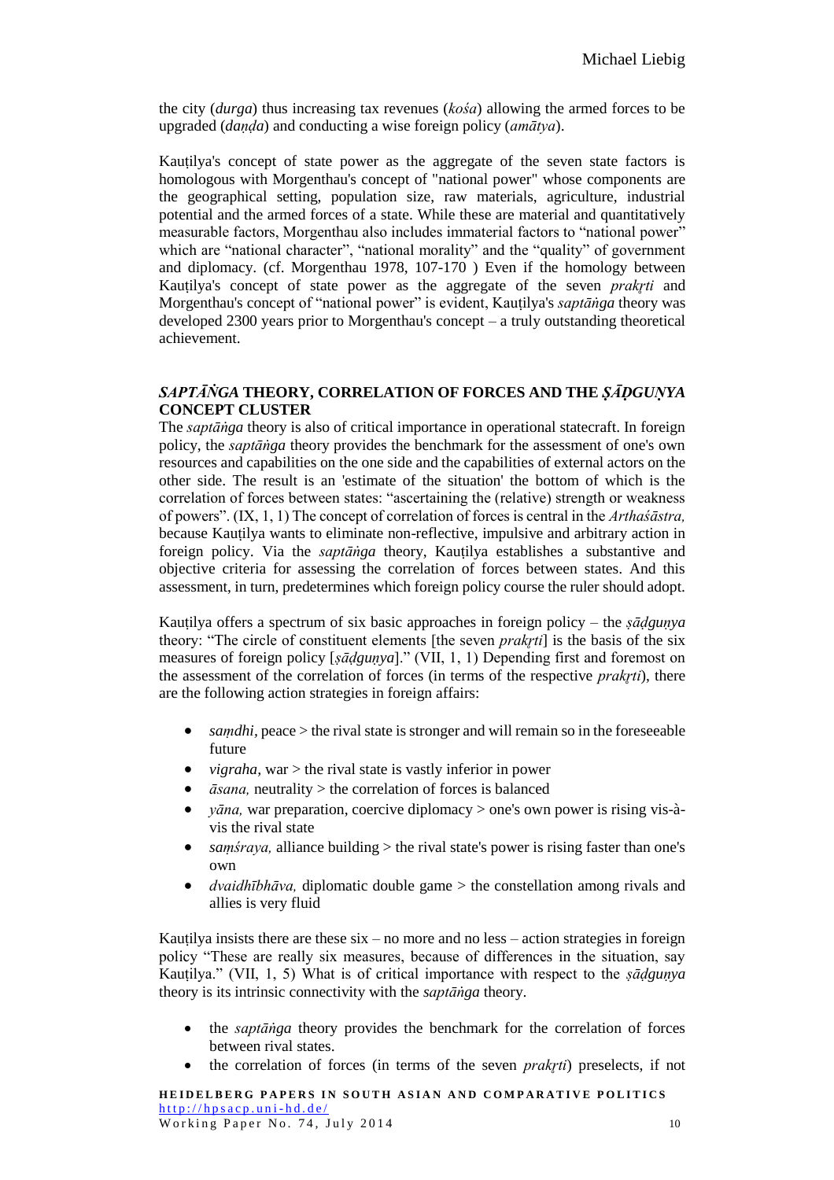the city (*durga*) thus increasing tax revenues (*kośa*) allowing the armed forces to be upgraded (*daṇḍa*) and conducting a wise foreign policy (*amātya*).

Kauṭilya's concept of state power as the aggregate of the seven state factors is homologous with Morgenthau's concept of "national power" whose components are the geographical setting, population size, raw materials, agriculture, industrial potential and the armed forces of a state. While these are material and quantitatively measurable factors, Morgenthau also includes immaterial factors to "national power" which are "national character", "national morality" and the "quality" of government and diplomacy. (cf. Morgenthau 1978, 107-170 ) Even if the homology between Kauṭilya's concept of state power as the aggregate of the seven *prakṛti* and Morgenthau's concept of "national power" is evident, Kauṭilya's *saptāṅga* theory was developed 2300 years prior to Morgenthau's concept – a truly outstanding theoretical achievement.

## *SAPTĀṄGA* THEORY, CORRELATION OF FORCES AND THE *ṢĀḌGUṆYA* CONCEPT CLUSTER

The *saptāṅga* theory is also of critical importance in operational statecraft. In foreign policy, the *saptāṅga* theory provides the benchmark for the assessment of one's own resources and capabilities on the one side and the capabilities of external actors on the other side. The result is an 'estimate of the situation' the bottom of which is the correlation of forces between states: "ascertaining the (relative) strength or weakness of powers". (IX, 1, 1) The concept of correlation of forces is central in the *Arthaśāstra,* because Kauṭilya wants to eliminate non-reflective, impulsive and arbitrary action in foreign policy. Via the *saptāṅga* theory, Kauṭilya establishes a substantive and objective criteria for assessing the correlation of forces between states. And this assessment, in turn, predetermines which foreign policy course the ruler should adopt.

Kauṭilya offers a spectrum of six basic approaches in foreign policy – the *ṣāḍguṇya* theory: "The circle of constituent elements [the seven *prakṛti*] is the basis of the six measures of foreign policy [*ṣāḍguṇya*]." (VII, 1, 1) Depending first and foremost on the assessment of the correlation of forces (in terms of the respective *prakṛti*), there are the following action strategies in foreign affairs:

- *saṃdhi*, peace > the rival state is stronger and will remain so in the foreseeable future
- *vigraha,* war > the rival state is vastly inferior in power
- *āsana,* neutrality > the correlation of forces is balanced
- *yāna,* war preparation, coercive diplomacy > one's own power is rising vis-à-vis the rival state
- *saṃśraya,* alliance building > the rival state's power is rising faster than one's own
- *dvaidhībhāva,* diplomatic double game > the constellation among rivals and allies is very fluid

Kauṭilya insists there are these six – no more and no less – action strategies in foreign policy "These are really six measures, because of differences in the situation, say Kauṭilya." (VII, 1, 5) What is of critical importance with respect to the *ṣāḍguṇya* theory is its intrinsic connectivity with the *saptāṅga* theory.

- the *saptāṅga* theory provides the benchmark for the correlation of forces between rival states.
- the correlation of forces (in terms of the seven *prakṛti*) preselects, if not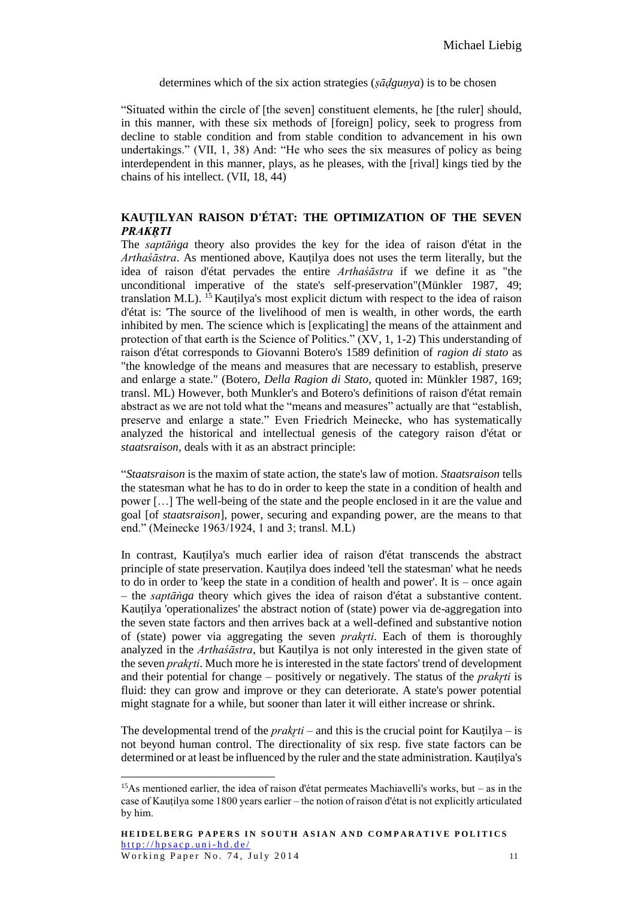determines which of the six action strategies (*ṣāḍguṇya*) is to be chosen

"Situated within the circle of [the seven] constituent elements, he [the ruler] should, in this manner, with these six methods of [foreign] policy, seek to progress from decline to stable condition and from stable condition to advancement in his own undertakings." (VII, 1, 38) And: "He who sees the six measures of policy as being interdependent in this manner, plays, as he pleases, with the [rival] kings tied by the chains of his intellect. (VII, 18, 44)

## KAUṬILYAN RAISON D'ÉTAT: THE OPTIMIZATION OF THE SEVEN *PRAKṚTI*

The *saptāṅga* theory also provides the key for the idea of raison d'état in the *Arthaśāstra*. As mentioned above, Kauṭilya does not uses the term literally, but the idea of raison d'état pervades the entire *Arthaśāstra* if we define it as "the unconditional imperative of the state's self-preservation"(Münkler 1987, 49; translation M.L). [15] Kauṭilya's most explicit dictum with respect to the idea of raison d'état is: 'The source of the livelihood of men is wealth, in other words, the earth inhibited by men. The science which is [explicating] the means of the attainment and protection of that earth is the Science of Politics." (XV, 1, 1-2) This understanding of raison d'état corresponds to Giovanni Botero's 1589 definition of *ragion di stato* as "the knowledge of the means and measures that are necessary to establish, preserve and enlarge a state." (Botero, *Della Ragion di Stato*, quoted in: Münkler 1987, 169; transl. ML) However, both Munkler's and Botero's definitions of raison d'état remain abstract as we are not told what the "means and measures" actually are that "establish, preserve and enlarge a state." Even Friedrich Meinecke, who has systematically analyzed the historical and intellectual genesis of the category raison d'état or *staatsraison*, deals with it as an abstract principle:

"*Staatsraison* is the maxim of state action, the state's law of motion. *Staatsraison* tells the statesman what he has to do in order to keep the state in a condition of health and power […] The well-being of the state and the people enclosed in it are the value and goal [of *staatsraison*], power, securing and expanding power, are the means to that end." (Meinecke 1963/1924, 1 and 3; transl. M.L)

In contrast, Kauṭilya's much earlier idea of raison d'état transcends the abstract principle of state preservation. Kauṭilya does indeed 'tell the statesman' what he needs to do in order to 'keep the state in a condition of health and power'. It is – once again – the *saptāṅga* theory which gives the idea of raison d'état a substantive content. Kauṭilya 'operationalizes' the abstract notion of (state) power via de-aggregation into the seven state factors and then arrives back at a well-defined and substantive notion of (state) power via aggregating the seven *prakṛti*. Each of them is thoroughly analyzed in the *Arthaśāstra*, but Kauṭilya is not only interested in the given state of the seven *prakṛti*. Much more he is interested in the state factors' trend of development and their potential for change – positively or negatively. The status of the *prakṛti* is fluid: they can grow and improve or they can deteriorate. A state's power potential might stagnate for a while, but sooner than later it will either increase or shrink.

The developmental trend of the *prakṛti* – and this is the crucial point for Kauṭilya – is not beyond human control. The directionality of six resp. five state factors can be determined or at least be influenced by the ruler and the state administration. Kauṭilya's

[15] As mentioned earlier, the idea of raison d'état permeates Machiavelli's works, but – as in the case of Kauṭilya some 1800 years earlier – the notion of raison d'état is not explicitly articulated by him.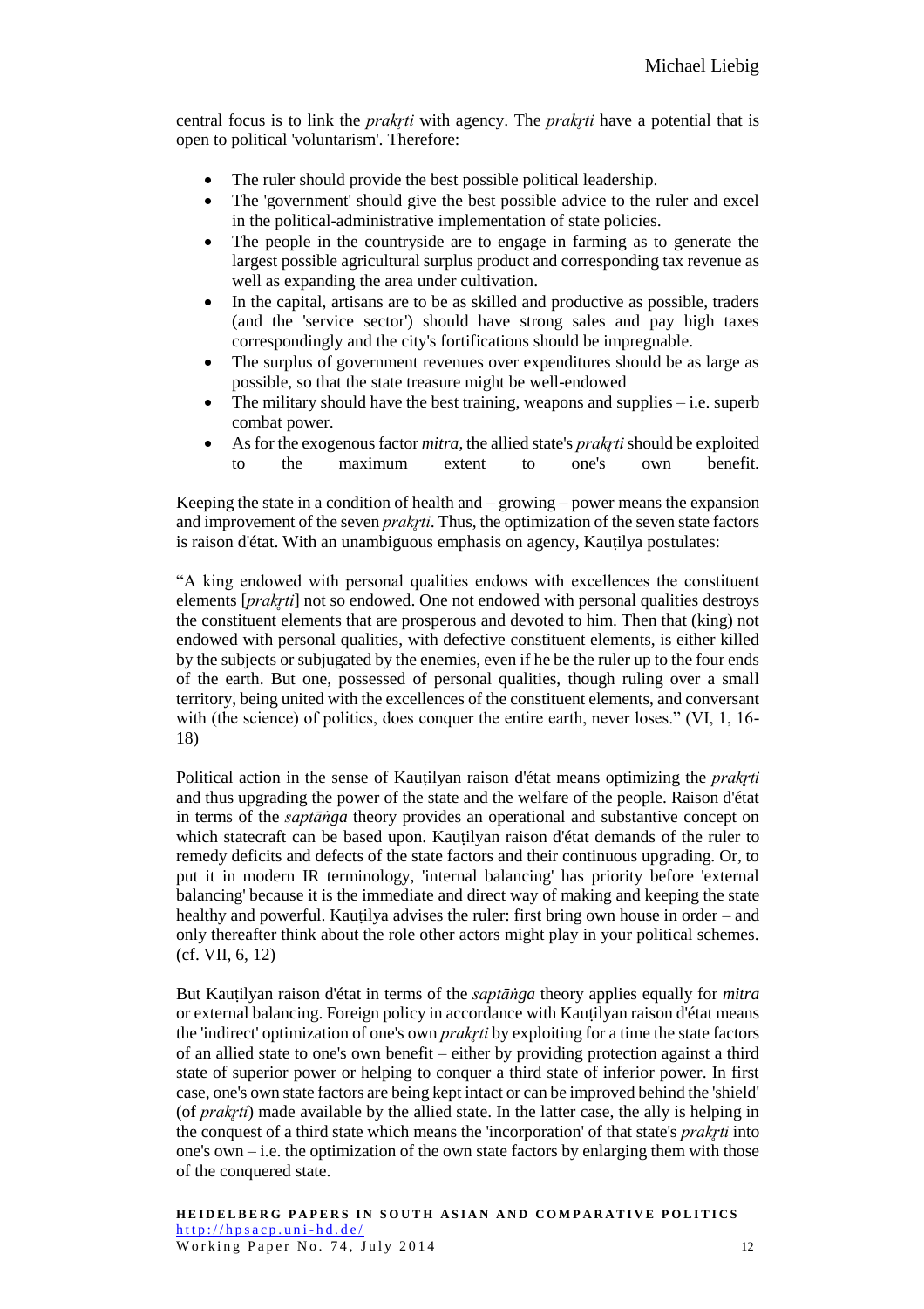central focus is to link the *prakṛti* with agency. The *prakṛti* have a potential that is open to political 'voluntarism'. Therefore:

- The ruler should provide the best possible political leadership.
- The 'government' should give the best possible advice to the ruler and excel in the political-administrative implementation of state policies.
- The people in the countryside are to engage in farming as to generate the largest possible agricultural surplus product and corresponding tax revenue as well as expanding the area under cultivation.
- In the capital, artisans are to be as skilled and productive as possible, traders (and the 'service sector') should have strong sales and pay high taxes correspondingly and the city's fortifications should be impregnable.
- The surplus of government revenues over expenditures should be as large as possible, so that the state treasure might be well-endowed
- The military should have the best training, weapons and supplies – i.e. superb combat power.
- As for the exogenous factor *mitra*, the allied state's *prakṛti* should be exploited to the maximum extent to one's own benefit.

Keeping the state in a condition of health and – growing – power means the expansion and improvement of the seven *prakṛti*. Thus, the optimization of the seven state factors is raison d'état. With an unambiguous emphasis on agency, Kauṭilya postulates:

"A king endowed with personal qualities endows with excellences the constituent elements [*prakṛti*] not so endowed. One not endowed with personal qualities destroys the constituent elements that are prosperous and devoted to him. Then that (king) not endowed with personal qualities, with defective constituent elements, is either killed by the subjects or subjugated by the enemies, even if he be the ruler up to the four ends of the earth. But one, possessed of personal qualities, though ruling over a small territory, being united with the excellences of the constituent elements, and conversant with (the science) of politics, does conquer the entire earth, never loses." (VI, 1, 16-18)

Political action in the sense of Kauṭilyan raison d'état means optimizing the *prakṛti* and thus upgrading the power of the state and the welfare of the people. Raison d'état in terms of the *saptāṅga* theory provides an operational and substantive concept on which statecraft can be based upon. Kauṭilyan raison d'état demands of the ruler to remedy deficits and defects of the state factors and their continuous upgrading. Or, to put it in modern IR terminology, 'internal balancing' has priority before 'external balancing' because it is the immediate and direct way of making and keeping the state healthy and powerful. Kauṭilya advises the ruler: first bring own house in order – and only thereafter think about the role other actors might play in your political schemes. (cf. VII, 6, 12)

But Kauṭilyan raison d'état in terms of the *saptāṅga* theory applies equally for *mitra* or external balancing. Foreign policy in accordance with Kauṭilyan raison d'état means the 'indirect' optimization of one's own *prakṛti* by exploiting for a time the state factors of an allied state to one's own benefit – either by providing protection against a third state of superior power or helping to conquer a third state of inferior power. In first case, one's own state factors are being kept intact or can be improved behind the 'shield' (of *prakṛti*) made available by the allied state. In the latter case, the ally is helping in the conquest of a third state which means the 'incorporation' of that state's *prakṛti* into one's own – i.e. the optimization of the own state factors by enlarging them with those of the conquered state.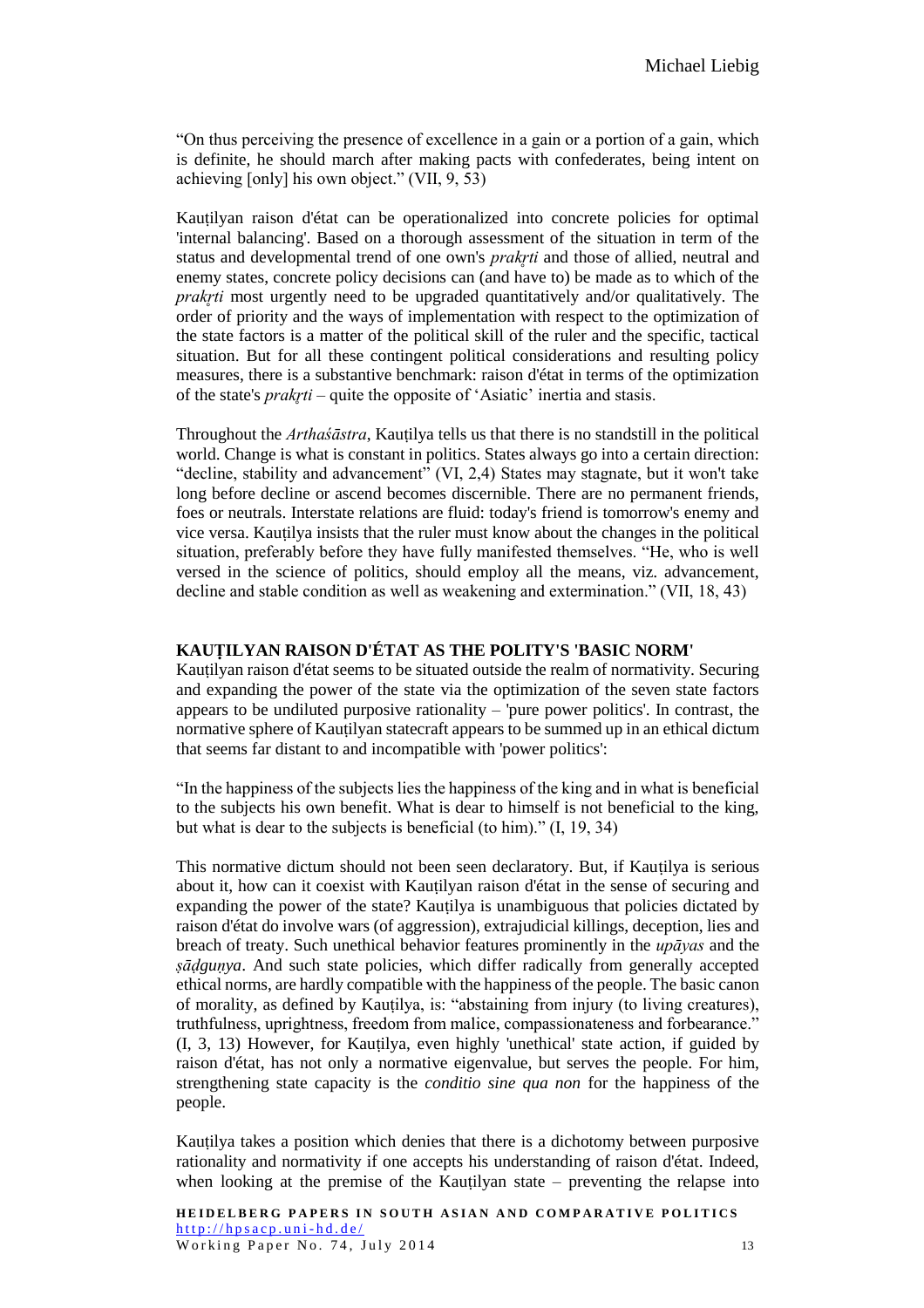"On thus perceiving the presence of excellence in a gain or a portion of a gain, which is definite, he should march after making pacts with confederates, being intent on achieving [only] his own object." (VII, 9, 53)

Kauṭilyan raison d'état can be operationalized into concrete policies for optimal 'internal balancing'. Based on a thorough assessment of the situation in term of the status and developmental trend of one own's *prakṛti* and those of allied, neutral and enemy states, concrete policy decisions can (and have to) be made as to which of the *prakṛti* most urgently need to be upgraded quantitatively and/or qualitatively. The order of priority and the ways of implementation with respect to the optimization of the state factors is a matter of the political skill of the ruler and the specific, tactical situation. But for all these contingent political considerations and resulting policy measures, there is a substantive benchmark: raison d'état in terms of the optimization of the state's *prakṛti* – quite the opposite of 'Asiatic' inertia and stasis.

Throughout the *Arthaśāstra*, Kauṭilya tells us that there is no standstill in the political world. Change is what is constant in politics. States always go into a certain direction: "decline, stability and advancement" (VI, 2,4) States may stagnate, but it won't take long before decline or ascend becomes discernible. There are no permanent friends, foes or neutrals. Interstate relations are fluid: today's friend is tomorrow's enemy and vice versa. Kauṭilya insists that the ruler must know about the changes in the political situation, preferably before they have fully manifested themselves. "He, who is well versed in the science of politics, should employ all the means, viz. advancement, decline and stable condition as well as weakening and extermination." (VII, 18, 43)

## KAUṬILYAN RAISON D'ÉTAT AS THE POLITY'S 'BASIC NORM'

Kauṭilyan raison d'état seems to be situated outside the realm of normativity. Securing and expanding the power of the state via the optimization of the seven state factors appears to be undiluted purposive rationality – 'pure power politics'. In contrast, the normative sphere of Kauṭilyan statecraft appears to be summed up in an ethical dictum that seems far distant to and incompatible with 'power politics':

"In the happiness of the subjects lies the happiness of the king and in what is beneficial to the subjects his own benefit. What is dear to himself is not beneficial to the king, but what is dear to the subjects is beneficial (to him)." (I, 19, 34)

This normative dictum should not been seen declaratory. But, if Kauṭilya is serious about it, how can it coexist with Kauṭilyan raison d'état in the sense of securing and expanding the power of the state? Kauṭilya is unambiguous that policies dictated by raison d'état do involve wars (of aggression), extrajudicial killings, deception, lies and breach of treaty. Such unethical behavior features prominently in the *upāyas* and the *ṣāḍguṇya*. And such state policies, which differ radically from generally accepted ethical norms, are hardly compatible with the happiness of the people. The basic canon of morality, as defined by Kauṭilya, is: "abstaining from injury (to living creatures), truthfulness, uprightness, freedom from malice, compassionateness and forbearance." (I, 3, 13) However, for Kauṭilya, even highly 'unethical' state action, if guided by raison d'état, has not only a normative eigenvalue, but serves the people. For him, strengthening state capacity is the *conditio sine qua non* for the happiness of the people.

Kauṭilya takes a position which denies that there is a dichotomy between purposive rationality and normativity if one accepts his understanding of raison d'état. Indeed, when looking at the premise of the Kauṭilyan state – preventing the relapse into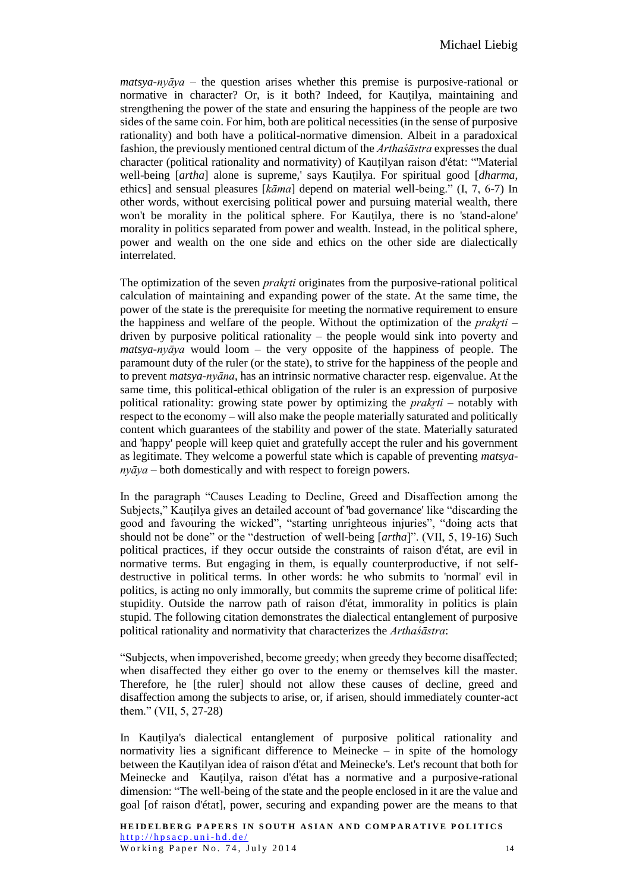*matsya-nyāya* – the question arises whether this premise is purposive-rational or normative in character? Or, is it both? Indeed, for Kauṭilya, maintaining and strengthening the power of the state and ensuring the happiness of the people are two sides of the same coin. For him, both are political necessities (in the sense of purposive rationality) and both have a political-normative dimension. Albeit in a paradoxical fashion, the previously mentioned central dictum of the *Arthaśāstra* expresses the dual character (political rationality and normativity) of Kauṭilyan raison d'état: "'Material well-being [*artha*] alone is supreme,' says Kauṭilya. For spiritual good [*dharma*, ethics] and sensual pleasures [*kāma*] depend on material well-being." (I, 7, 6-7) In other words, without exercising political power and pursuing material wealth, there won't be morality in the political sphere. For Kauṭilya, there is no 'stand-alone' morality in politics separated from power and wealth. Instead, in the political sphere, power and wealth on the one side and ethics on the other side are dialectically interrelated.

The optimization of the seven *prakṛti* originates from the purposive-rational political calculation of maintaining and expanding power of the state. At the same time, the power of the state is the prerequisite for meeting the normative requirement to ensure the happiness and welfare of the people. Without the optimization of the *prakṛti* – driven by purposive political rationality – the people would sink into poverty and *matsya-nyāya* would loom – the very opposite of the happiness of people. The paramount duty of the ruler (or the state), to strive for the happiness of the people and to prevent *matsya-nyāna*, has an intrinsic normative character resp. eigenvalue. At the same time, this political-ethical obligation of the ruler is an expression of purposive political rationality: growing state power by optimizing the *prakṛti* – notably with respect to the economy – will also make the people materially saturated and politically content which guarantees of the stability and power of the state. Materially saturated and 'happy' people will keep quiet and gratefully accept the ruler and his government as legitimate. They welcome a powerful state which is capable of preventing *matsya-nyāya* – both domestically and with respect to foreign powers.

In the paragraph "Causes Leading to Decline, Greed and Disaffection among the Subjects," Kauṭilya gives an detailed account of 'bad governance' like "discarding the good and favouring the wicked", "starting unrighteous injuries", "doing acts that should not be done" or the "destruction of well-being [*artha*]". (VII, 5, 19-16) Such political practices, if they occur outside the constraints of raison d'état, are evil in normative terms. But engaging in them, is equally counterproductive, if not self-destructive in political terms. In other words: he who submits to 'normal' evil in politics, is acting no only immorally, but commits the supreme crime of political life: stupidity. Outside the narrow path of raison d'état, immorality in politics is plain stupid. The following citation demonstrates the dialectical entanglement of purposive political rationality and normativity that characterizes the *Arthaśāstra*:

"Subjects, when impoverished, become greedy; when greedy they become disaffected; when disaffected they either go over to the enemy or themselves kill the master. Therefore, he [the ruler] should not allow these causes of decline, greed and disaffection among the subjects to arise, or, if arisen, should immediately counter-act them." (VII, 5, 27-28)

In Kauṭilya's dialectical entanglement of purposive political rationality and normativity lies a significant difference to Meinecke – in spite of the homology between the Kauṭilyan idea of raison d'état and Meinecke's. Let's recount that both for Meinecke and Kauṭilya, raison d'état has a normative and a purposive-rational dimension: "The well-being of the state and the people enclosed in it are the value and goal [of raison d'état], power, securing and expanding power are the means to that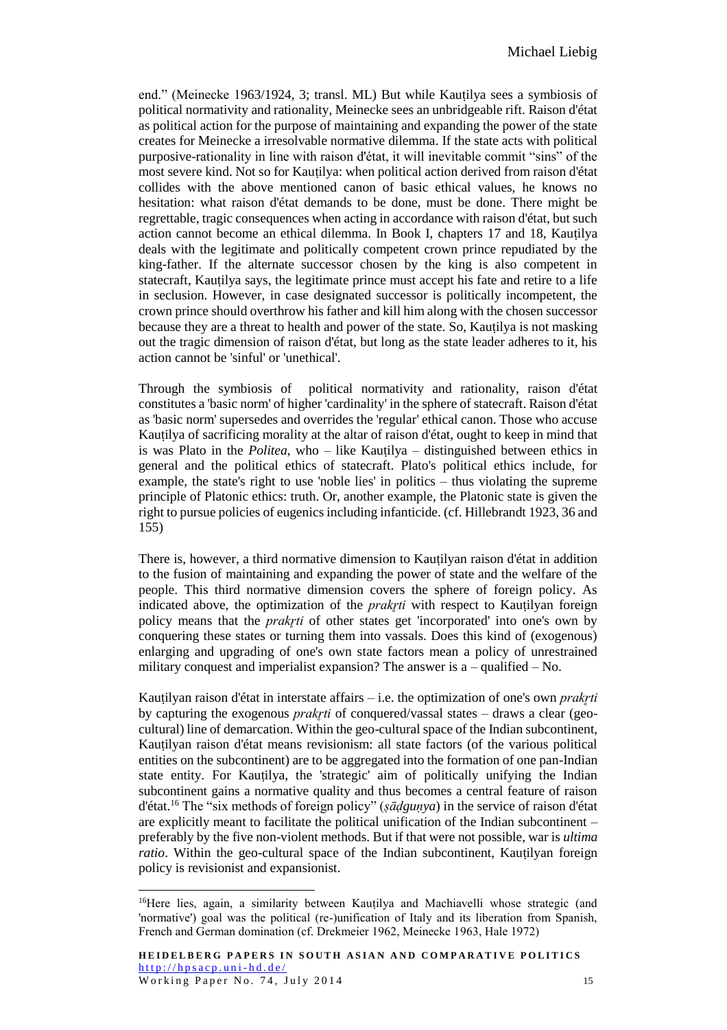end." (Meinecke 1963/1924, 3; transl. ML) But while Kauṭilya sees a symbiosis of political normativity and rationality, Meinecke sees an unbridgeable rift. Raison d'état as political action for the purpose of maintaining and expanding the power of the state creates for Meinecke a irresolvable normative dilemma. If the state acts with political purposive-rationality in line with raison d'état, it will inevitable commit "sins" of the most severe kind. Not so for Kauṭilya: when political action derived from raison d'état collides with the above mentioned canon of basic ethical values, he knows no hesitation: what raison d'état demands to be done, must be done. There might be regrettable, tragic consequences when acting in accordance with raison d'état, but such action cannot become an ethical dilemma. In Book I, chapters 17 and 18, Kauṭilya deals with the legitimate and politically competent crown prince repudiated by the king-father. If the alternate successor chosen by the king is also competent in statecraft, Kauṭilya says, the legitimate prince must accept his fate and retire to a life in seclusion. However, in case designated successor is politically incompetent, the crown prince should overthrow his father and kill him along with the chosen successor because they are a threat to health and power of the state. So, Kauṭilya is not masking out the tragic dimension of raison d'état, but long as the state leader adheres to it, his action cannot be 'sinful' or 'unethical'.

Through the symbiosis of political normativity and rationality, raison d'état constitutes a 'basic norm' of higher 'cardinality' in the sphere of statecraft. Raison d'état as 'basic norm' supersedes and overrides the 'regular' ethical canon. Those who accuse Kauṭilya of sacrificing morality at the altar of raison d'état, ought to keep in mind that is was Plato in the *Politea*, who – like Kauṭilya – distinguished between ethics in general and the political ethics of statecraft. Plato's political ethics include, for example, the state's right to use 'noble lies' in politics – thus violating the supreme principle of Platonic ethics: truth. Or, another example, the Platonic state is given the right to pursue policies of eugenics including infanticide. (cf. Hillebrandt 1923, 36 and 155)

There is, however, a third normative dimension to Kauṭilyan raison d'état in addition to the fusion of maintaining and expanding the power of state and the welfare of the people. This third normative dimension covers the sphere of foreign policy. As indicated above, the optimization of the *prakṛti* with respect to Kauṭilyan foreign policy means that the *prakṛti* of other states get 'incorporated' into one's own by conquering these states or turning them into vassals. Does this kind of (exogenous) enlarging and upgrading of one's own state factors mean a policy of unrestrained military conquest and imperialist expansion? The answer is a – qualified – No.

Kauṭilyan raison d'état in interstate affairs – i.e. the optimization of one's own *prakṛti* by capturing the exogenous *prakṛti* of conquered/vassal states – draws a clear (geo-cultural) line of demarcation. Within the geo-cultural space of the Indian subcontinent, Kauṭilyan raison d'état means revisionism: all state factors (of the various political entities on the subcontinent) are to be aggregated into the formation of one pan-Indian state entity. For Kauṭilya, the 'strategic' aim of politically unifying the Indian subcontinent gains a normative quality and thus becomes a central feature of raison d'état.[16] The "six methods of foreign policy" (*ṣāḍguṇya*) in the service of raison d'état are explicitly meant to facilitate the political unification of the Indian subcontinent – preferably by the five non-violent methods. But if that were not possible, war is *ultima ratio*. Within the geo-cultural space of the Indian subcontinent, Kauṭilyan foreign policy is revisionist and expansionist.

---

[16] Here lies, again, a similarity between Kauṭilya and Machiavelli whose strategic (and 'normative') goal was the political (re-)unification of Italy and its liberation from Spanish, French and German domination (cf. Drekmeier 1962, Meinecke 1963, Hale 1972)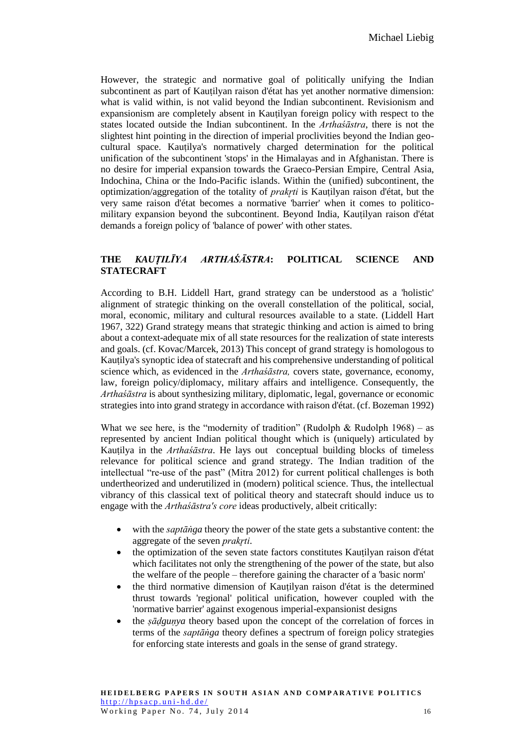However, the strategic and normative goal of politically unifying the Indian subcontinent as part of Kauṭilyan raison d'état has yet another normative dimension: what is valid within, is not valid beyond the Indian subcontinent. Revisionism and expansionism are completely absent in Kauṭilyan foreign policy with respect to the states located outside the Indian subcontinent. In the *Arthaśāstra*, there is not the slightest hint pointing in the direction of imperial proclivities beyond the Indian geo-cultural space. Kauṭilya's normatively charged determination for the political unification of the subcontinent 'stops' in the Himalayas and in Afghanistan. There is no desire for imperial expansion towards the Graeco-Persian Empire, Central Asia, Indochina, China or the Indo-Pacific islands. Within the (unified) subcontinent, the optimization/aggregation of the totality of *prakṛti* is Kauṭilyan raison d'état, but the very same raison d'état becomes a normative 'barrier' when it comes to politico-military expansion beyond the subcontinent. Beyond India, Kauṭilyan raison d'état demands a foreign policy of 'balance of power' with other states.

## THE *KAUṬILĪYA ARTHAŚĀSTRA*: POLITICAL SCIENCE AND STATECRAFT

According to B.H. Liddell Hart, grand strategy can be understood as a 'holistic' alignment of strategic thinking on the overall constellation of the political, social, moral, economic, military and cultural resources available to a state. (Liddell Hart 1967, 322) Grand strategy means that strategic thinking and action is aimed to bring about a context-adequate mix of all state resources for the realization of state interests and goals. (cf. Kovac/Marcek, 2013) This concept of grand strategy is homologous to Kauṭilya's synoptic idea of statecraft and his comprehensive understanding of political science which, as evidenced in the *Arthaśāstra,* covers state, governance, economy, law, foreign policy/diplomacy, military affairs and intelligence. Consequently, the *Arthaśāstra* is about synthesizing military, diplomatic, legal, governance or economic strategies into into grand strategy in accordance with raison d'état. (cf. Bozeman 1992)

What we see here, is the "modernity of tradition" (Rudolph & Rudolph 1968) – as represented by ancient Indian political thought which is (uniquely) articulated by Kauṭilya in the *Arthaśāstra*. He lays out conceptual building blocks of timeless relevance for political science and grand strategy. The Indian tradition of the intellectual "re-use of the past" (Mitra 2012) for current political challenges is both undertheorized and underutilized in (modern) political science. Thus, the intellectual vibrancy of this classical text of political theory and statecraft should induce us to engage with the *Arthaśāstra's core* ideas productively, albeit critically:

- with the *saptāṅga* theory the power of the state gets a substantive content: the aggregate of the seven *prakṛti*.
- the optimization of the seven state factors constitutes Kauṭilyan raison d'état which facilitates not only the strengthening of the power of the state, but also the welfare of the people – therefore gaining the character of a 'basic norm'
- the third normative dimension of Kauṭilyan raison d'état is the determined thrust towards 'regional' political unification, however coupled with the 'normative barrier' against exogenous imperial-expansionist designs
- the *ṣāḍguṇya* theory based upon the concept of the correlation of forces in terms of the *saptāṅga* theory defines a spectrum of foreign policy strategies for enforcing state interests and goals in the sense of grand strategy.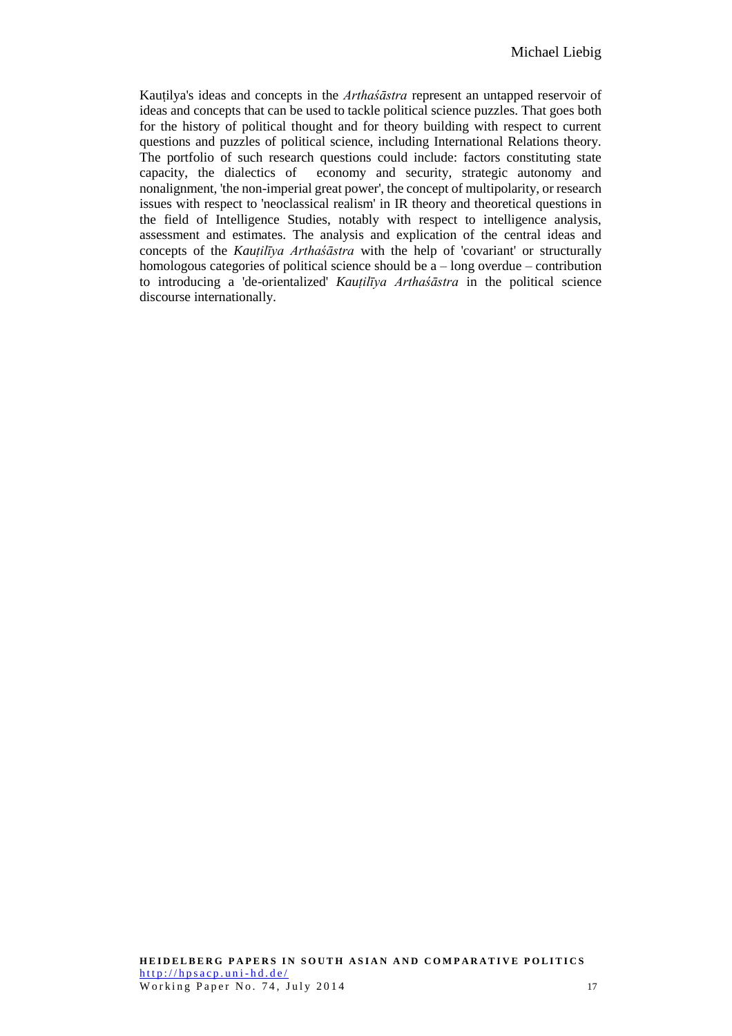Kauṭilya's ideas and concepts in the *Arthaśāstra* represent an untapped reservoir of ideas and concepts that can be used to tackle political science puzzles. That goes both for the history of political thought and for theory building with respect to current questions and puzzles of political science, including International Relations theory. The portfolio of such research questions could include: factors constituting state capacity, the dialectics of economy and security, strategic autonomy and nonalignment, 'the non-imperial great power', the concept of multipolarity, or research issues with respect to 'neoclassical realism' in IR theory and theoretical questions in the field of Intelligence Studies, notably with respect to intelligence analysis, assessment and estimates. The analysis and explication of the central ideas and concepts of the *Kauṭilīya Arthaśāstra* with the help of 'covariant' or structurally homologous categories of political science should be a – long overdue – contribution to introducing a 'de-orientalized' *Kauṭilīya Arthaśāstra* in the political science discourse internationally.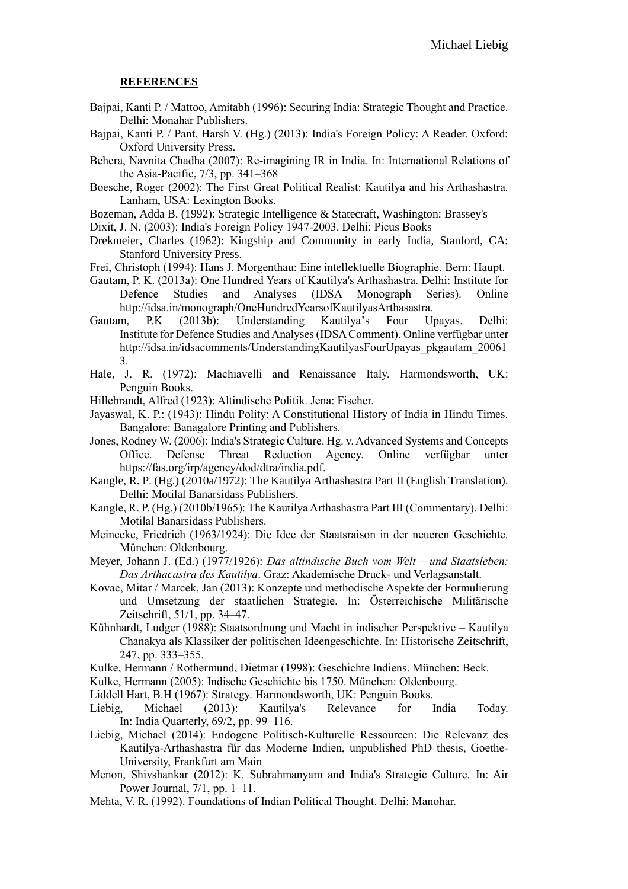## REFERENCES

Bajpai, Kanti P. / Mattoo, Amitabh (1996): Securing India: Strategic Thought and Practice. Delhi: Monahar Publishers.

Bajpai, Kanti P. / Pant, Harsh V. (Hg.) (2013): India's Foreign Policy: A Reader. Oxford: Oxford University Press.

Behera, Navnita Chadha (2007): Re-imagining IR in India. In: International Relations of the Asia-Pacific, 7/3, pp. 341–368

Boesche, Roger (2002): The First Great Political Realist: Kautilya and his Arthashastra. Lanham, USA: Lexington Books.

Bozeman, Adda B. (1992): Strategic Intelligence & Statecraft, Washington: Brassey's

Dixit, J. N. (2003): India's Foreign Policy 1947-2003. Delhi: Picus Books

Drekmeier, Charles (1962): Kingship and Community in early India, Stanford, CA: Stanford University Press.

Frei, Christoph (1994): Hans J. Morgenthau: Eine intellektuelle Biographie. Bern: Haupt.

Gautam, P. K. (2013a): One Hundred Years of Kautilya's Arthashastra. Delhi: Institute for Defence Studies and Analyses (IDSA Monograph Series). Online http://idsa.in/monograph/OneHundredYearsofKautilyasArthasastra.

Gautam, P.K (2013b): Understanding Kautilya's Four Upayas. Delhi: Institute for Defence Studies and Analyses (IDSA Comment). Online verfügbar unter http://idsa.in/idsacomments/UnderstandingKautilyasFourUpayas_pkgautam_200613.

Hale, J. R. (1972): Machiavelli and Renaissance Italy. Harmondsworth, UK: Penguin Books.

Hillebrandt, Alfred (1923): Altindische Politik. Jena: Fischer.

Jayaswal, K. P.: (1943): Hindu Polity: A Constitutional History of India in Hindu Times. Bangalore: Banagalore Printing and Publishers.

Jones, Rodney W. (2006): India's Strategic Culture. Hg. v. Advanced Systems and Concepts Office. Defense Threat Reduction Agency. Online verfügbar unter https://fas.org/irp/agency/dod/dtra/india.pdf.

Kangle, R. P. (Hg.) (2010a/1972): The Kautilya Arthashastra Part II (English Translation). Delhi: Motilal Banarsidass Publishers.

Kangle, R. P. (Hg.) (2010b/1965): The Kautilya Arthashastra Part III (Commentary). Delhi: Motilal Banarsidass Publishers.

Meinecke, Friedrich (1963/1924): Die Idee der Staatsraison in der neueren Geschichte. München: Oldenbourg.

Meyer, Johann J. (Ed.) (1977/1926): *Das altindische Buch vom Welt – und Staatsleben: Das Arthacastra des Kautilya*. Graz: Akademische Druck- und Verlagsanstalt.

Kovac, Mitar / Marcek, Jan (2013): Konzepte und methodische Aspekte der Formulierung und Umsetzung der staatlichen Strategie. In: Österreichische Militärische Zeitschrift, 51/1, pp. 34–47.

Kühnhardt, Ludger (1988): Staatsordnung und Macht in indischer Perspektive – Kautilya Chanakya als Klassiker der politischen Ideengeschichte. In: Historische Zeitschrift, 247, pp. 333–355.

Kulke, Hermann / Rothermund, Dietmar (1998): Geschichte Indiens. München: Beck.

Kulke, Hermann (2005): Indische Geschichte bis 1750. München: Oldenbourg.

Liddell Hart, B.H (1967): Strategy. Harmondsworth, UK: Penguin Books.

Liebig, Michael (2013): Kautilya's Relevance for India Today. In: India Quarterly, 69/2, pp. 99–116.

Liebig, Michael (2014): Endogene Politisch-Kulturelle Ressourcen: Die Relevanz des Kautilya-Arthashastra fűr das Moderne Indien, unpublished PhD thesis, Goethe-University, Frankfurt am Main

Menon, Shivshankar (2012): K. Subrahmanyam and India's Strategic Culture. In: Air Power Journal, 7/1, pp. 1–11.

Mehta, V. R. (1992). Foundations of Indian Political Thought. Delhi: Manohar.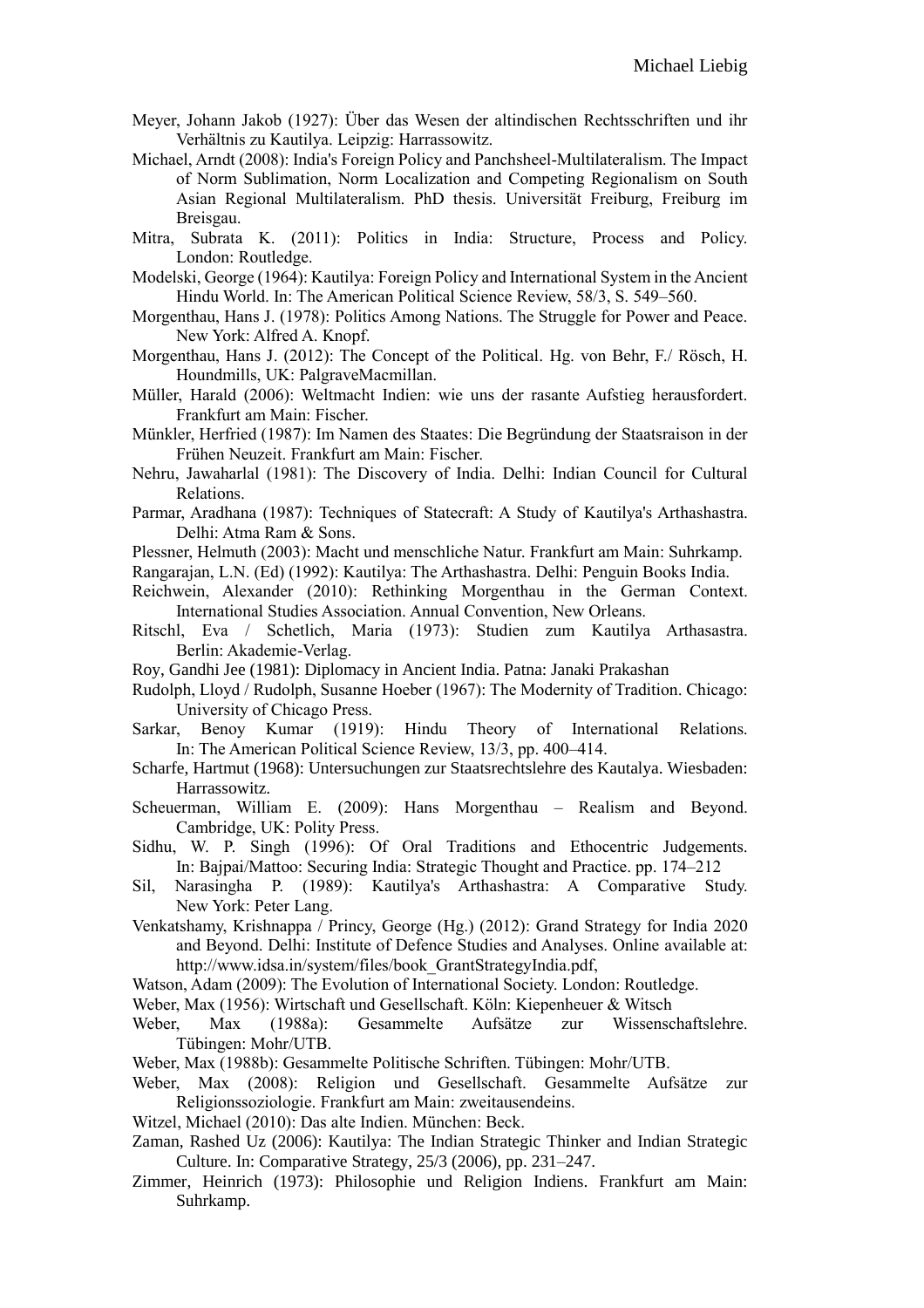Meyer, Johann Jakob (1927): Über das Wesen der altindischen Rechtsschriften und ihr Verhältnis zu Kautilya. Leipzig: Harrassowitz.

Michael, Arndt (2008): India's Foreign Policy and Panchsheel-Multilateralism. The Impact of Norm Sublimation, Norm Localization and Competing Regionalism on South Asian Regional Multilateralism. PhD thesis. Universität Freiburg, Freiburg im Breisgau.

Mitra, Subrata K. (2011): Politics in India: Structure, Process and Policy. London: Routledge.

Modelski, George (1964): Kautilya: Foreign Policy and International System in the Ancient Hindu World. In: The American Political Science Review, 58/3, S. 549–560.

Morgenthau, Hans J. (1978): Politics Among Nations. The Struggle for Power and Peace. New York: Alfred A. Knopf.

Morgenthau, Hans J. (2012): The Concept of the Political. Hg. von Behr, F./ Rösch, H. Houndmills, UK: PalgraveMacmillan.

Müller, Harald (2006): Weltmacht Indien: wie uns der rasante Aufstieg herausfordert. Frankfurt am Main: Fischer.

Münkler, Herfried (1987): Im Namen des Staates: Die Begründung der Staatsraison in der Frühen Neuzeit. Frankfurt am Main: Fischer.

Nehru, Jawaharlal (1981): The Discovery of India. Delhi: Indian Council for Cultural Relations.

Parmar, Aradhana (1987): Techniques of Statecraft: A Study of Kautilya's Arthashastra. Delhi: Atma Ram & Sons.

Plessner, Helmuth (2003): Macht und menschliche Natur. Frankfurt am Main: Suhrkamp.

Rangarajan, L.N. (Ed) (1992): Kautilya: The Arthashastra. Delhi: Penguin Books India.

Reichwein, Alexander (2010): Rethinking Morgenthau in the German Context. International Studies Association. Annual Convention, New Orleans.

Ritschl, Eva / Schetlich, Maria (1973): Studien zum Kautilya Arthasastra. Berlin: Akademie-Verlag.

Roy, Gandhi Jee (1981): Diplomacy in Ancient India. Patna: Janaki Prakashan

Rudolph, Lloyd / Rudolph, Susanne Hoeber (1967): The Modernity of Tradition. Chicago: University of Chicago Press.

Sarkar, Benoy Kumar (1919): Hindu Theory of International Relations. In: The American Political Science Review, 13/3, pp. 400–414.

Scharfe, Hartmut (1968): Untersuchungen zur Staatsrechtslehre des Kautalya. Wiesbaden: Harrassowitz.

Scheuerman, William E. (2009): Hans Morgenthau – Realism and Beyond. Cambridge, UK: Polity Press.

Sidhu, W. P. Singh (1996): Of Oral Traditions and Ethocentric Judgements. In: Bajpai/Mattoo: Securing India: Strategic Thought and Practice. pp. 174–212

Sil, Narasingha P. (1989): Kautilya's Arthashastra: A Comparative Study. New York: Peter Lang.

Venkatshamy, Krishnappa / Princy, George (Hg.) (2012): Grand Strategy for India 2020 and Beyond. Delhi: Institute of Defence Studies and Analyses. Online available at: http://www.idsa.in/system/files/book_GrantStrategyIndia.pdf,

Watson, Adam (2009): The Evolution of International Society. London: Routledge.

Weber, Max (1956): Wirtschaft und Gesellschaft. Köln: Kiepenheuer & Witsch

Weber, Max (1988a): Gesammelte Aufsätze zur Wissenschaftslehre. Tübingen: Mohr/UTB.

Weber, Max (1988b): Gesammelte Politische Schriften. Tübingen: Mohr/UTB.

Weber, Max (2008): Religion und Gesellschaft. Gesammelte Aufsätze zur Religionssoziologie. Frankfurt am Main: zweitausendeins.

Witzel, Michael (2010): Das alte Indien. München: Beck.

Zaman, Rashed Uz (2006): Kautilya: The Indian Strategic Thinker and Indian Strategic Culture. In: Comparative Strategy, 25/3 (2006), pp. 231–247.

Zimmer, Heinrich (1973): Philosophie und Religion Indiens. Frankfurt am Main: Suhrkamp.